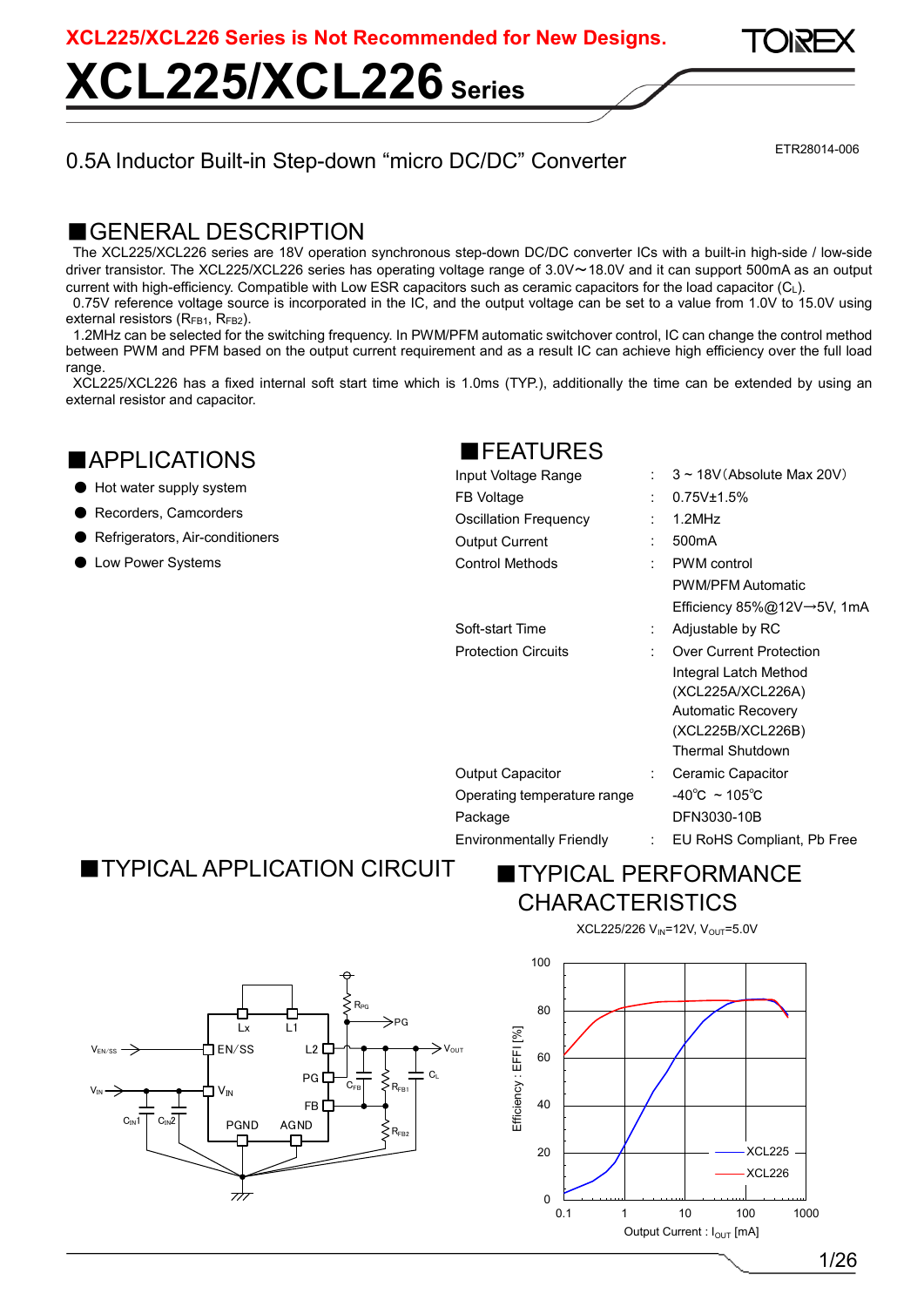XCL225/XCL226 Series is Not Recommended for New Designs.

# XCL225/XCL226 Series

ETR28014-006

## 0.5A Inductor Built-in Step-down “micro DC/DC” Converter

## ■GENERAL DESCRIPTION

The XCL225/XCL226 series are 18V operation synchronous step-down DC/DC converter ICs with a built-in high-side / low-side driver transistor. The XCL225/XCL226 series has operating voltage range of 3.0V～18.0V and it can support 500mA as an output current with high-efficiency. Compatible with Low ESR capacitors such as ceramic capacitors for the load capacitor ($C_L$).

0.75V reference voltage source is incorporated in the IC, and the output voltage can be set to a value from 1.0V to 15.0V using external resistors ($R_{FB1}$, $R_{FB2}$).

1.2MHz can be selected for the switching frequency. In PWM/PFM automatic switchover control, IC can change the control method between PWM and PFM based on the output current requirement and as a result IC can achieve high efficiency over the full load range.

XCL225/XCL226 has a fixed internal soft start time which is 1.0ms (TYP.), additionally the time can be extended by using an external resistor and capacitor.

## ■APPLICATIONS

- Hot water supply system
- Recorders, Camcorders
- Refrigerators, Air-conditioners
- Low Power Systems

## ■FEATURES

| | | |
|---|---|---|
| Input Voltage Range | : | 3 ~ 18V（Absolute Max 20V） |
| FB Voltage | : | 0.75V±1.5% |
| Oscillation Frequency | : | 1.2MHz |
| Output Current | : | 500mA |
| Control Methods | : | PWM control<br>PWM/PFM Automatic<br>Efficiency 85%@12V→5V, 1mA |
| Soft-start Time | : | Adjustable by RC |
| Protection Circuits | : | Over Current Protection<br>Integral Latch Method<br>(XCL225A/XCL226A)<br>Automatic Recovery<br>(XCL225B/XCL226B)<br>Thermal Shutdown |
| Output Capacitor | : | Ceramic Capacitor |
| Operating temperature range | | -40℃ ~ 105℃ |
| Package | | DFN3030-10B |
| Environmentally Friendly | : | EU RoHS Compliant, Pb Free |

## ■TYPICAL APPLICATION CIRCUIT

## ■TYPICAL PERFORMANCE CHARACTERISTICS

XCL225/226 $V_{IN}$=12V, $V_{OUT}$=5.0V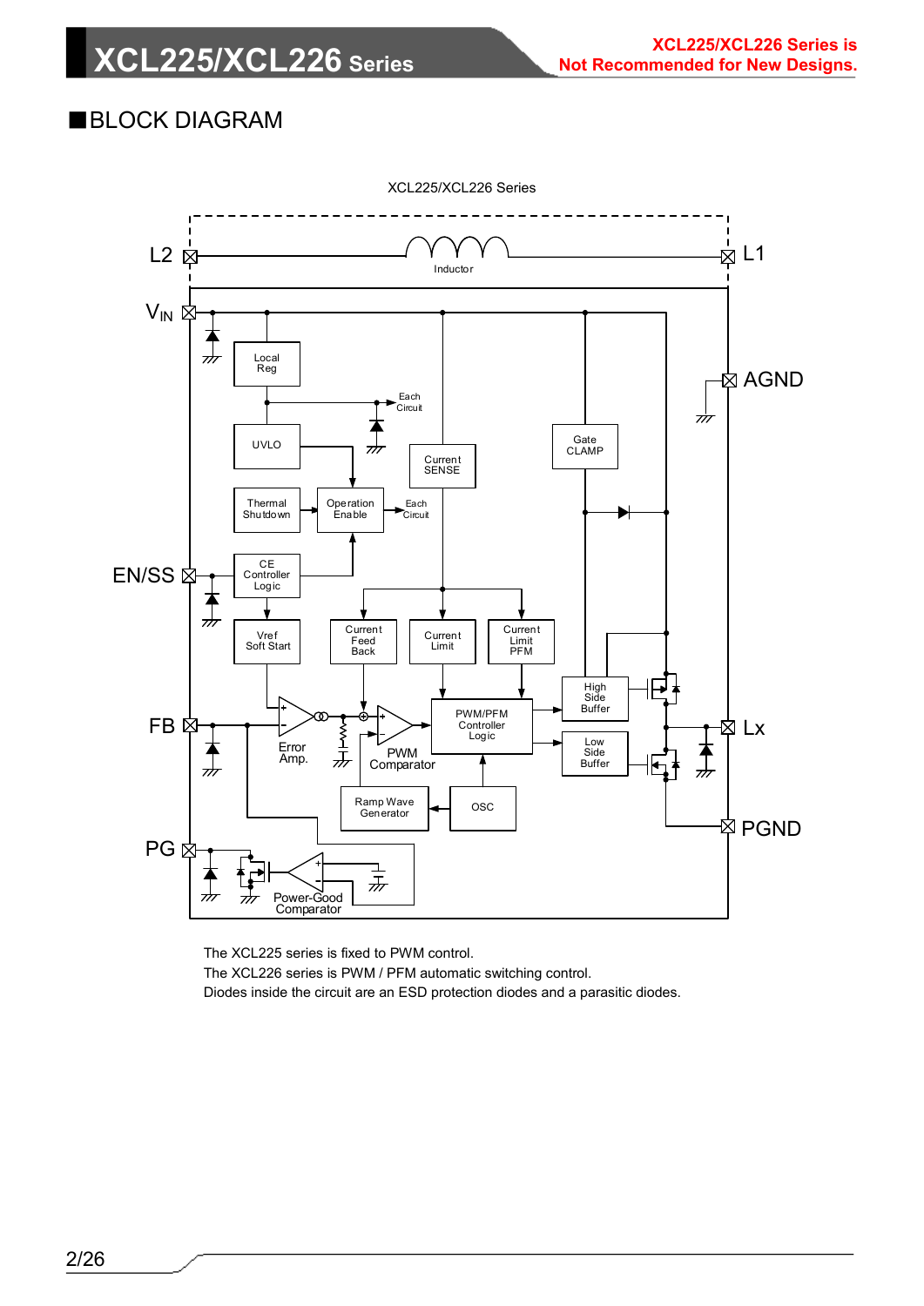## ■BLOCK DIAGRAM

XCL225/XCL226 Series

The XCL225 series is fixed to PWM control.
The XCL226 series is PWM / PFM automatic switching control.
Diodes inside the circuit are an ESD protection diodes and a parasitic diodes.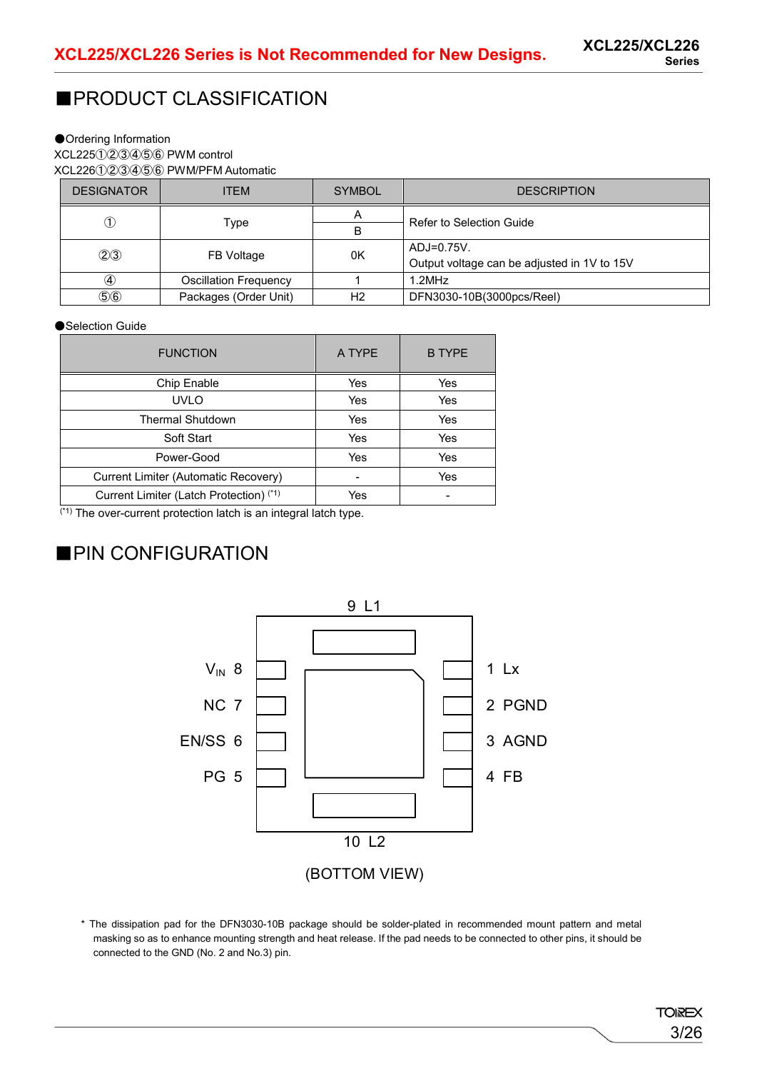## ■PRODUCT CLASSIFICATION

●Ordering Information

XCL225①②③④⑤⑥ PWM control

XCL226①②③④⑤⑥ PWM/PFM Automatic

| DESIGNATOR | ITEM | SYMBOL | DESCRIPTION |
|---|---|---|---|
| ① | Type | A | Refer to Selection Guide |
| | | B | |
| ②③ | FB Voltage | 0K | ADJ=0.75V. Output voltage can be adjusted in 1V to 15V |
| ④ | Oscillation Frequency | 1 | 1.2MHz |
| ⑤⑥ | Packages (Order Unit) | H2 | DFN3030-10B(3000pcs/Reel) |

●Selection Guide

| FUNCTION | A TYPE | B TYPE |
|---|---|---|
| Chip Enable | Yes | Yes |
| UVLO | Yes | Yes |
| Thermal Shutdown | Yes | Yes |
| Soft Start | Yes | Yes |
| Power-Good | Yes | Yes |
| Current Limiter (Automatic Recovery) | - | Yes |
| Current Limiter (Latch Protection) (*1) | Yes | - |

(*1) The over-current protection latch is an integral latch type.

## ■PIN CONFIGURATION

9 L1

$V_{IN}$ 8 — 1 Lx

NC 7 — 2 PGND

EN/SS 6 — 3 AGND

PG 5 — 4 FB

10 L2

(BOTTOM VIEW)

* The dissipation pad for the DFN3030-10B package should be solder-plated in recommended mount pattern and metal masking so as to enhance mounting strength and heat release. If the pad needs to be connected to other pins, it should be connected to the GND (No. 2 and No.3) pin.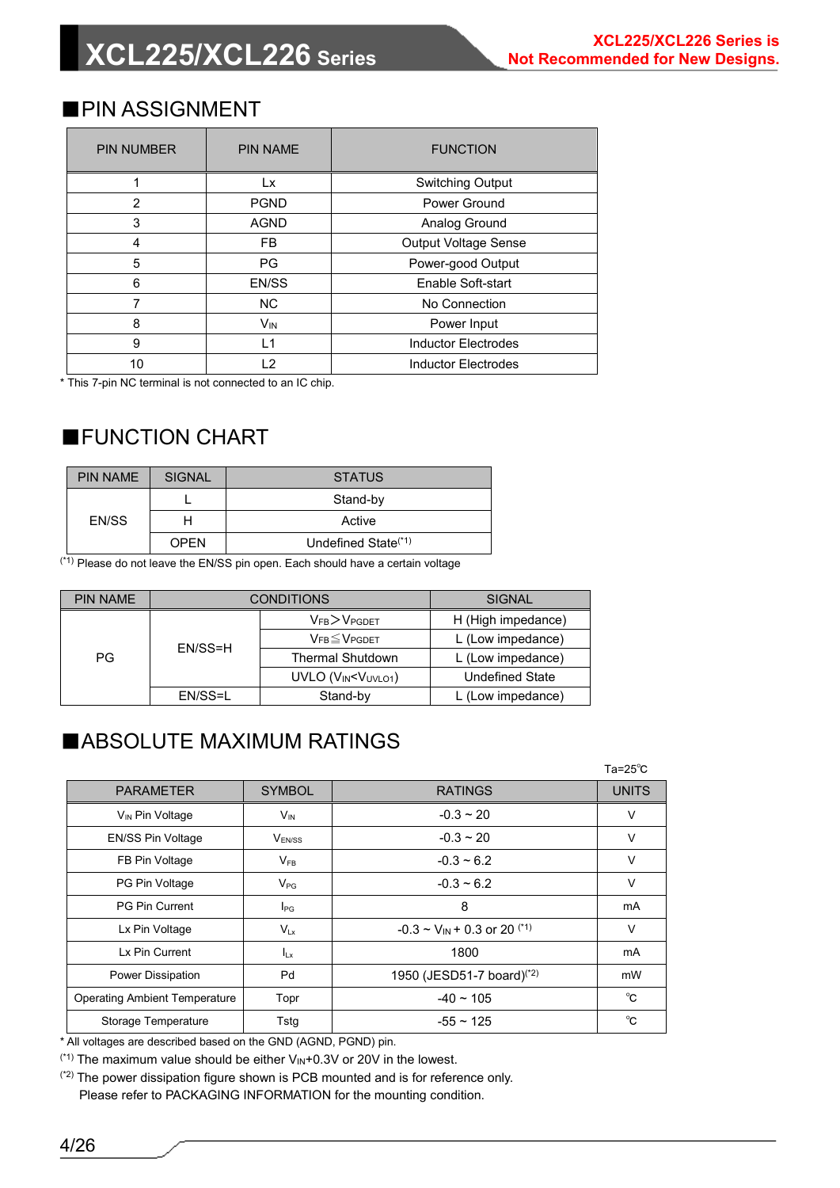## ■PIN ASSIGNMENT

| PIN NUMBER | PIN NAME | FUNCTION |
|---|---|---|
| 1 | Lx | Switching Output |
| 2 | PGND | Power Ground |
| 3 | AGND | Analog Ground |
| 4 | FB | Output Voltage Sense |
| 5 | PG | Power-good Output |
| 6 | EN/SS | Enable Soft-start |
| 7 | NC | No Connection |
| 8 | $V_{IN}$ | Power Input |
| 9 | L1 | Inductor Electrodes |
| 10 | L2 | Inductor Electrodes |

* This 7-pin NC terminal is not connected to an IC chip.

## ■FUNCTION CHART

| PIN NAME | SIGNAL | STATUS |
|---|---|---|
| EN/SS | L | Stand-by |
| | H | Active |
| | OPEN | Undefined State(*1) |

(*1) Please do not leave the EN/SS pin open. Each should have a certain voltage

| PIN NAME | CONDITIONS | | SIGNAL |
|---|---|---|---|
| PG | EN/SS=H | $V_{FB} > V_{PGDET}$ | H (High impedance) |
| | | $V_{FB} \leqq V_{PGDET}$ | L (Low impedance) |
| | | Thermal Shutdown | L (Low impedance) |
| | | UVLO ($V_{IN} < V_{UVLO1}$) | Undefined State |
| | EN/SS=L | Stand-by | L (Low impedance) |

## ■ABSOLUTE MAXIMUM RATINGS

Ta=25℃

| PARAMETER | SYMBOL | RATINGS | UNITS |
|---|---|---|---|
| $V_{IN}$ Pin Voltage | $V_{IN}$ | -0.3 ~ 20 | V |
| EN/SS Pin Voltage | $V_{EN/SS}$ | -0.3 ~ 20 | V |
| FB Pin Voltage | $V_{FB}$ | -0.3 ~ 6.2 | V |
| PG Pin Voltage | $V_{PG}$ | -0.3 ~ 6.2 | V |
| PG Pin Current | $I_{PG}$ | 8 | mA |
| Lx Pin Voltage | $V_{Lx}$ | -0.3 ~ $V_{IN}$ + 0.3 or 20 (*1) | V |
| Lx Pin Current | $I_{Lx}$ | 1800 | mA |
| Power Dissipation | Pd | 1950 (JESD51-7 board)(*2) | mW |
| Operating Ambient Temperature | Topr | -40 ~ 105 | ℃ |
| Storage Temperature | Tstg | -55 ~ 125 | ℃ |

* All voltages are described based on the GND (AGND, PGND) pin.

(*1) The maximum value should be either $V_{IN}$+0.3V or 20V in the lowest.

(*2) The power dissipation figure shown is PCB mounted and is for reference only.
Please refer to PACKAGING INFORMATION for the mounting condition.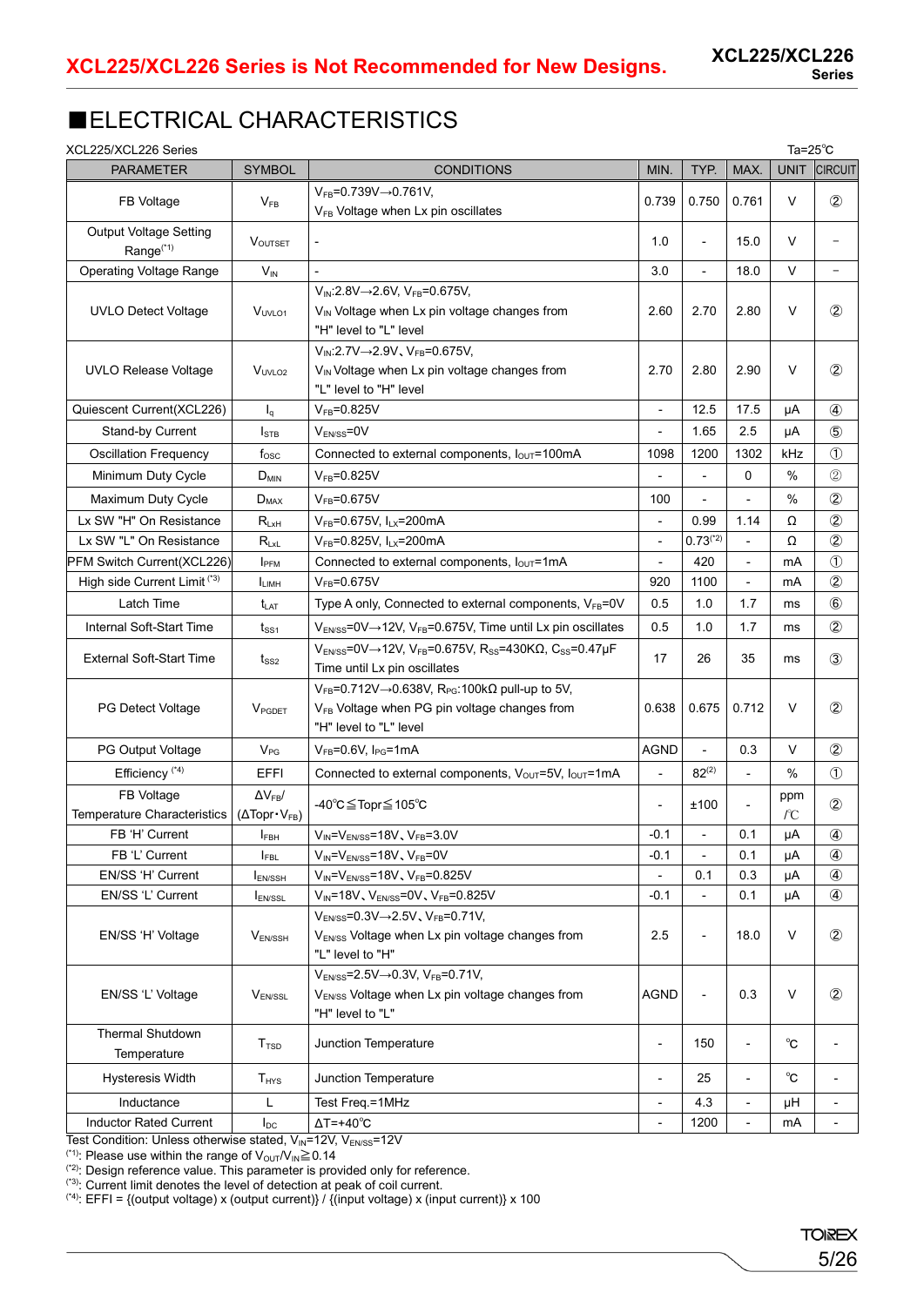XCL225/XCL226 Series is Not Recommended for New Designs.

## ■ELECTRICAL CHARACTERISTICS

XCL225/XCL226 Series  Ta=25℃

| PARAMETER | SYMBOL | CONDITIONS | MIN. | TYP. | MAX. | UNIT | CIRCUIT |
|---|---|---|---|---|---|---|---|
| FB Voltage | $V_{FB}$ | $V_{FB}$=0.739V→0.761V, $V_{FB}$ Voltage when Lx pin oscillates | 0.739 | 0.750 | 0.761 | V | ② |
| Output Voltage Setting Range(*1) | $V_{OUTSET}$ | - | 1.0 | - | 15.0 | V | − |
| Operating Voltage Range | $V_{IN}$ | - | 3.0 | - | 18.0 | V | − |
| UVLO Detect Voltage | $V_{UVLO1}$ | $V_{IN}$:2.8V→2.6V, $V_{FB}$=0.675V, $V_{IN}$ Voltage when Lx pin voltage changes from "H" level to "L" level | 2.60 | 2.70 | 2.80 | V | ② |
| UVLO Release Voltage | $V_{UVLO2}$ | $V_{IN}$:2.7V→2.9V, $V_{FB}$=0.675V, $V_{IN}$ Voltage when Lx pin voltage changes from "L" level to "H" level | 2.70 | 2.80 | 2.90 | V | ② |
| Quiescent Current(XCL226) | $I_q$ | $V_{FB}$=0.825V | - | 12.5 | 17.5 | μA | ④ |
| Stand-by Current | $I_{STB}$ | $V_{EN/SS}$=0V | - | 1.65 | 2.5 | μA | ⑤ |
| Oscillation Frequency | $f_{OSC}$ | Connected to external components, $I_{OUT}$=100mA | 1098 | 1200 | 1302 | kHz | ① |
| Minimum Duty Cycle | $D_{MIN}$ | $V_{FB}$=0.825V | - | - | 0 | % | ② |
| Maximum Duty Cycle | $D_{MAX}$ | $V_{FB}$=0.675V | 100 | - | - | % | ② |
| Lx SW "H" On Resistance | $R_{LxH}$ | $V_{FB}$=0.675V, $I_{LX}$=200mA | - | 0.99 | 1.14 | Ω | ② |
| Lx SW "L" On Resistance | $R_{LxL}$ | $V_{FB}$=0.825V, $I_{LX}$=200mA | - | 0.73(*2) | - | Ω | ② |
| PFM Switch Current(XCL226) | $I_{PFM}$ | Connected to external components, $I_{OUT}$=1mA | - | 420 | - | mA | ① |
| High side Current Limit(*3) | $I_{LIMH}$ | $V_{FB}$=0.675V | 920 | 1100 | - | mA | ② |
| Latch Time | $t_{LAT}$ | Type A only, Connected to external components, $V_{FB}$=0V | 0.5 | 1.0 | 1.7 | ms | ⑥ |
| Internal Soft-Start Time | $t_{SS1}$ | $V_{EN/SS}$=0V→12V, $V_{FB}$=0.675V, Time until Lx pin oscillates | 0.5 | 1.0 | 1.7 | ms | ② |
| External Soft-Start Time | $t_{SS2}$ | $V_{EN/SS}$=0V→12V, $V_{FB}$=0.675V, $R_{SS}$=430KΩ, $C_{SS}$=0.47μF Time until Lx pin oscillates | 17 | 26 | 35 | ms | ③ |
| PG Detect Voltage | $V_{PGDET}$ | $V_{FB}$=0.712V→0.638V, $R_{PG}$:100kΩ pull-up to 5V, $V_{FB}$ Voltage when PG pin voltage changes from "H" level to "L" level | 0.638 | 0.675 | 0.712 | V | ② |
| PG Output Voltage | $V_{PG}$ | $V_{FB}$=0.6V, $I_{PG}$=1mA | AGND | - | 0.3 | V | ② |
| Efficiency(*4) | EFFI | Connected to external components, $V_{OUT}$=5V, $I_{OUT}$=1mA | - | 82(2) | - | % | ① |
| FB Voltage Temperature Characteristics | $\Delta V_{FB}/(\Delta Topr \cdot V_{FB})$ | -40℃≦Topr≦105℃ | - | ±100 | - | ppm /℃ | ② |
| FB 'H' Current | $I_{FBH}$ | $V_{IN}$=$V_{EN/SS}$=18V、$V_{FB}$=3.0V | -0.1 | - | 0.1 | μA | ④ |
| FB 'L' Current | $I_{FBL}$ | $V_{IN}$=$V_{EN/SS}$=18V、$V_{FB}$=0V | -0.1 | - | 0.1 | μA | ④ |
| EN/SS 'H' Current | $I_{EN/SSH}$ | $V_{IN}$=$V_{EN/SS}$=18V、$V_{FB}$=0.825V | - | 0.1 | 0.3 | μA | ④ |
| EN/SS 'L' Current | $I_{EN/SSL}$ | $V_{IN}$=18V、$V_{EN/SS}$=0V、$V_{FB}$=0.825V | -0.1 | - | 0.1 | μA | ④ |
| EN/SS 'H' Voltage | $V_{EN/SSH}$ | $V_{EN/SS}$=0.3V→2.5V、$V_{FB}$=0.71V, $V_{EN/SS}$ Voltage when Lx pin voltage changes from "L" level to "H" | 2.5 | - | 18.0 | V | ② |
| EN/SS 'L' Voltage | $V_{EN/SSL}$ | $V_{EN/SS}$=2.5V→0.3V, $V_{FB}$=0.71V, $V_{EN/SS}$ Voltage when Lx pin voltage changes from "H" level to "L" | AGND | - | 0.3 | V | ② |
| Thermal Shutdown Temperature | $T_{TSD}$ | Junction Temperature | - | 150 | - | ℃ | - |
| Hysteresis Width | $T_{HYS}$ | Junction Temperature | - | 25 | - | ℃ | - |
| Inductance | L | Test Freq.=1MHz | - | 4.3 | - | μH | - |
| Inductor Rated Current | $I_{DC}$ | ΔT=+40℃ | - | 1200 | - | mA | - |

Test Condition: Unless otherwise stated, $V_{IN}$=12V, $V_{EN/SS}$=12V

(*1): Please use within the range of $V_{OUT}/V_{IN}$≧0.14

(*2): Design reference value. This parameter is provided only for reference.

(*3): Current limit denotes the level of detection at peak of coil current.

(*4): EFFI = {(output voltage) x (output current)} / {(input voltage) x (input current)} x 100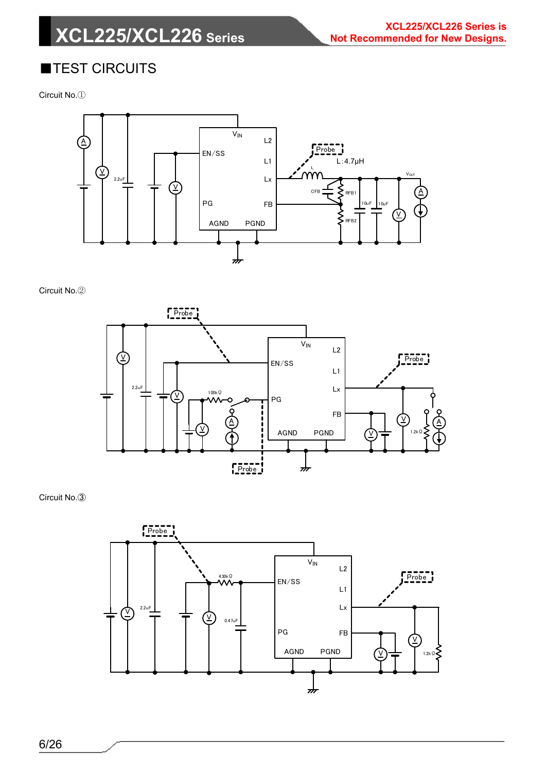## ■TEST CIRCUITS

Circuit No.①

Circuit No.②

Circuit No.③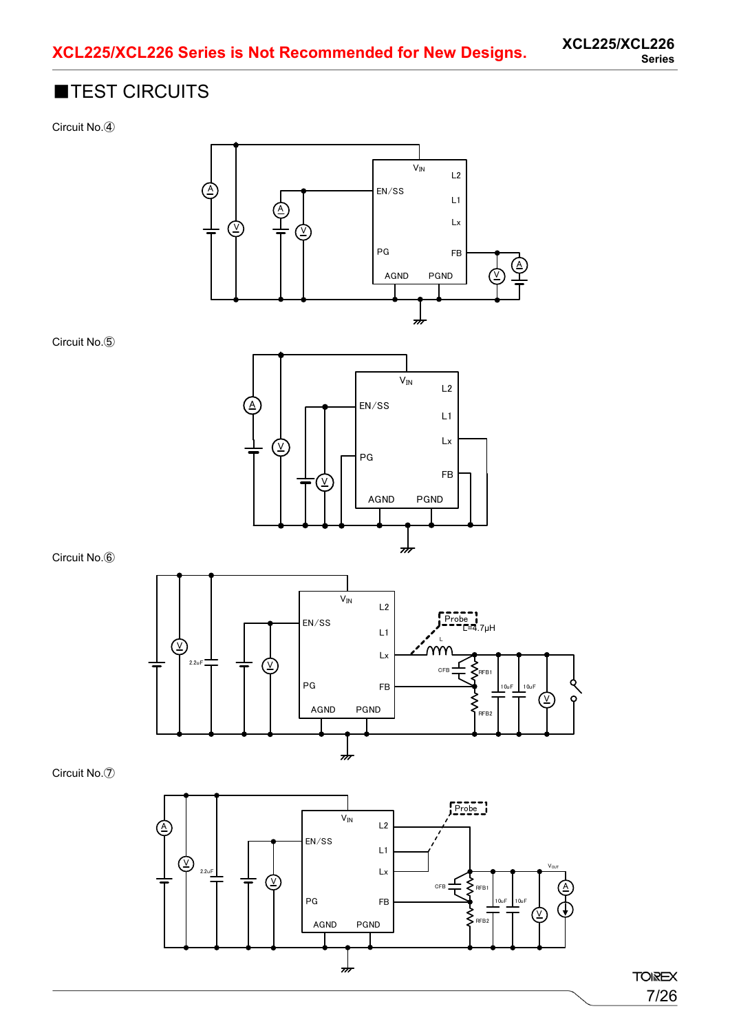## ■TEST CIRCUITS

Circuit No.④

Circuit No.⑤

Circuit No.⑥

Circuit No.⑦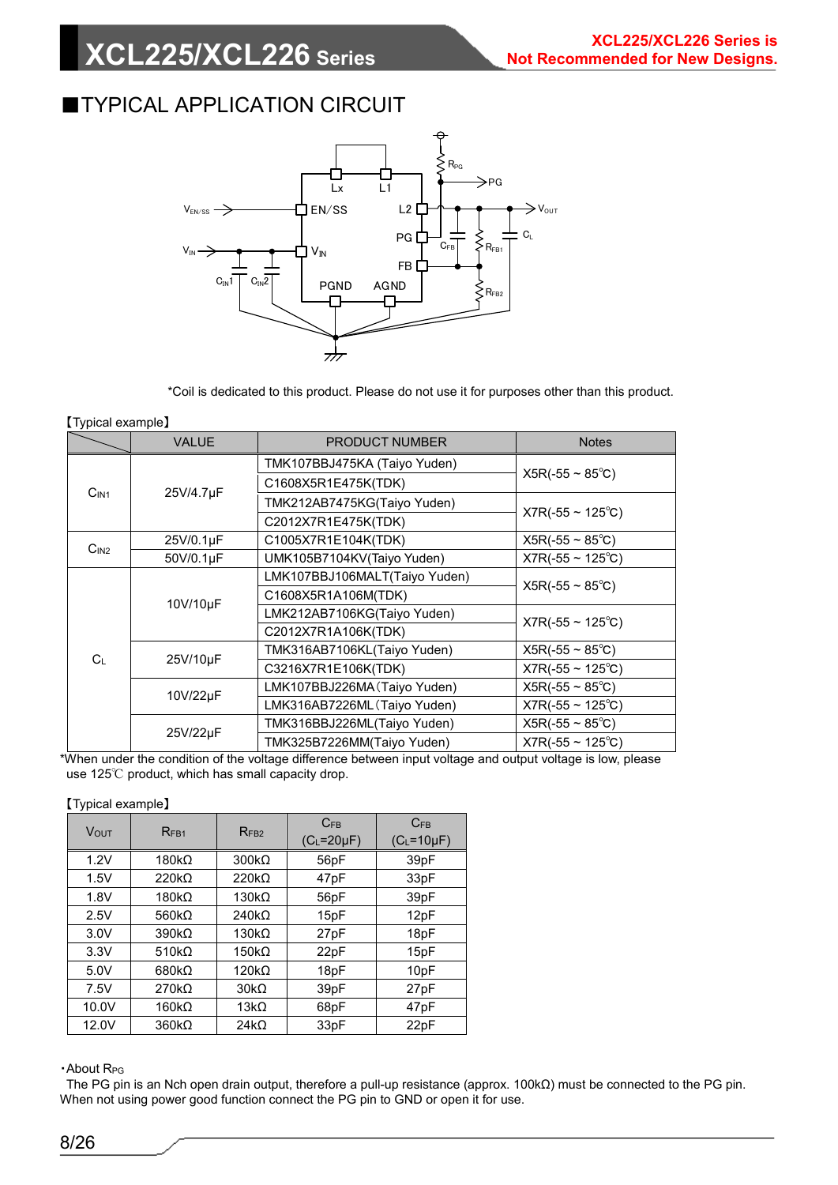## ■TYPICAL APPLICATION CIRCUIT

*Coil is dedicated to this product. Please do not use it for purposes other than this product.

【Typical example】

| | VALUE | PRODUCT NUMBER | Notes |
|---|---|---|---|
| $C_{IN1}$ | 25V/4.7μF | TMK107BBJ475KA (Taiyo Yuden) | X5R(-55 ~ 85℃) |
| | | C1608X5R1E475K(TDK) | |
| | | TMK212AB7475KG(Taiyo Yuden) | X7R(-55 ~ 125℃) |
| | | C2012X7R1E475K(TDK) | |
| $C_{IN2}$ | 25V/0.1μF | C1005X7R1E104K(TDK) | X5R(-55 ~ 85℃) |
| | 50V/0.1μF | UMK105B7104KV(Taiyo Yuden) | X7R(-55 ~ 125℃) |
| $C_L$ | 10V/10μF | LMK107BBJ106MALT(Taiyo Yuden) | X5R(-55 ~ 85℃) |
| | | C1608X5R1A106M(TDK) | |
| | | LMK212AB7106KG(Taiyo Yuden) | X7R(-55 ~ 125℃) |
| | | C2012X7R1A106K(TDK) | |
| | 25V/10μF | TMK316AB7106KL(Taiyo Yuden) | X5R(-55 ~ 85℃) |
| | | C3216X7R1E106K(TDK) | X7R(-55 ~ 125℃) |
| | 10V/22μF | LMK107BBJ226MA(Taiyo Yuden) | X5R(-55 ~ 85℃) |
| | | LMK316AB7226ML(Taiyo Yuden) | X7R(-55 ~ 125℃) |
| | 25V/22μF | TMK316BBJ226ML(Taiyo Yuden) | X5R(-55 ~ 85℃) |
| | | TMK325B7226MM(Taiyo Yuden) | X7R(-55 ~ 125℃) |

*When under the condition of the voltage difference between input voltage and output voltage is low, please use 125℃ product, which has small capacity drop.

【Typical example】

| $V_{OUT}$ | $R_{FB1}$ | $R_{FB2}$ | $C_{FB}$ ($C_L$=20μF) | $C_{FB}$ ($C_L$=10μF) |
|---|---|---|---|---|
| 1.2V | 180kΩ | 300kΩ | 56pF | 39pF |
| 1.5V | 220kΩ | 220kΩ | 47pF | 33pF |
| 1.8V | 180kΩ | 130kΩ | 56pF | 39pF |
| 2.5V | 560kΩ | 240kΩ | 15pF | 12pF |
| 3.0V | 390kΩ | 130kΩ | 27pF | 18pF |
| 3.3V | 510kΩ | 150kΩ | 22pF | 15pF |
| 5.0V | 680kΩ | 120kΩ | 18pF | 10pF |
| 7.5V | 270kΩ | 30kΩ | 39pF | 27pF |
| 10.0V | 160kΩ | 13kΩ | 68pF | 47pF |
| 12.0V | 360kΩ | 24kΩ | 33pF | 22pF |

・About $R_{PG}$

The PG pin is an Nch open drain output, therefore a pull-up resistance (approx. 100kΩ) must be connected to the PG pin. When not using power good function connect the PG pin to GND or open it for use.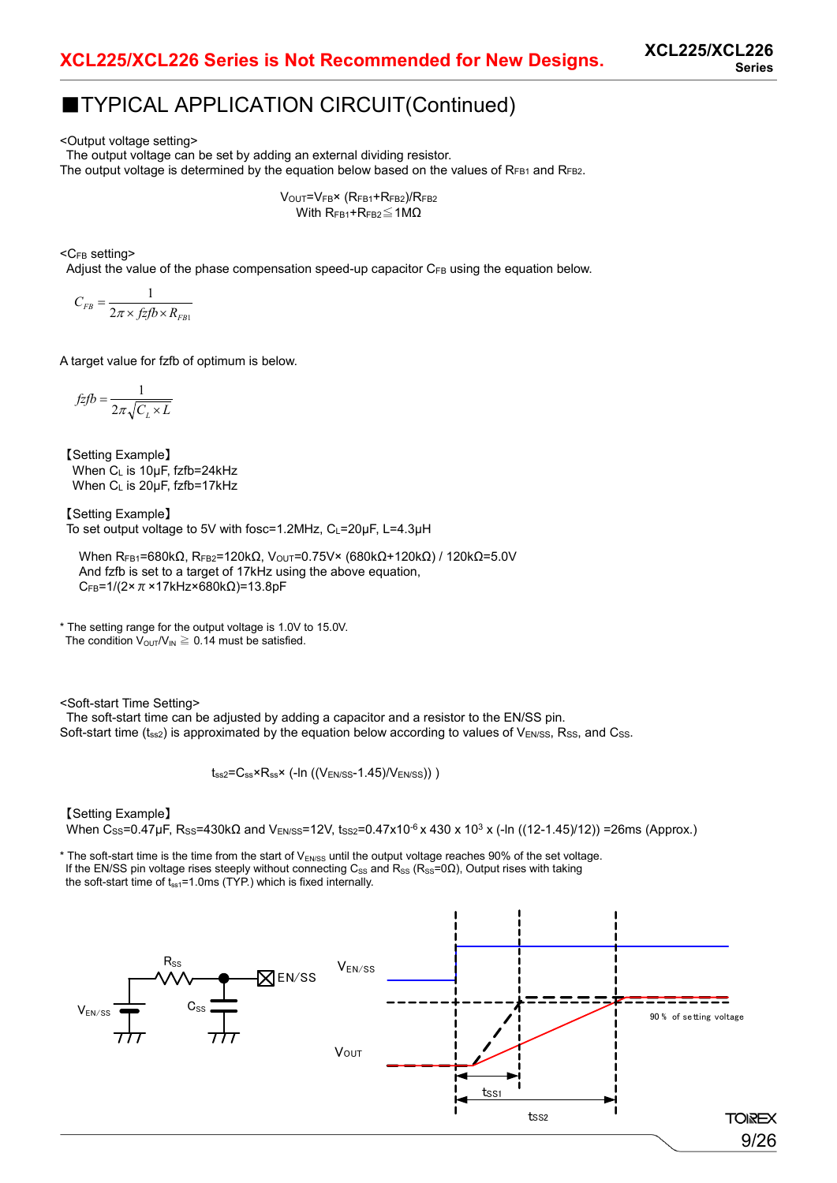## ■TYPICAL APPLICATION CIRCUIT(Continued)

<Output voltage setting>
The output voltage can be set by adding an external dividing resistor.
The output voltage is determined by the equation below based on the values of $R_{FB1}$ and $R_{FB2}$.

$$V_{OUT}=V_{FB}\times (R_{FB1}+R_{FB2})/R_{FB2}$$
$$\text{With } R_{FB1}+R_{FB2}\leqq 1M\Omega$$

<$C_{FB}$ setting>
Adjust the value of the phase compensation speed-up capacitor $C_{FB}$ using the equation below.

$$C_{FB}=\frac{1}{2\pi\times fzfb\times R_{FB1}}$$

A target value for fzfb of optimum is below.

$$fzfb=\frac{1}{2\pi\sqrt{C_L\times L}}$$

【Setting Example】
When $C_L$ is 10μF, fzfb=24kHz
When $C_L$ is 20μF, fzfb=17kHz

【Setting Example】
To set output voltage to 5V with fosc=1.2MHz, $C_L$=20μF, L=4.3μH

When $R_{FB1}$=680kΩ, $R_{FB2}$=120kΩ, $V_{OUT}$=0.75V× (680kΩ+120kΩ) / 120kΩ=5.0V
And fzfb is set to a target of 17kHz using the above equation,
$C_{FB}$=1/(2×π×17kHz×680kΩ)=13.8pF

* The setting range for the output voltage is 1.0V to 15.0V.
The condition $V_{OUT}/V_{IN}\geqq 0.14$ must be satisfied.

<Soft-start Time Setting>
The soft-start time can be adjusted by adding a capacitor and a resistor to the EN/SS pin.
Soft-start time ($t_{ss2}$) is approximated by the equation below according to values of $V_{EN/SS}$, $R_{SS}$, and $C_{SS}$.

$$t_{ss2}=C_{ss}\times R_{ss}\times (-\ln ((V_{EN/SS}-1.45)/V_{EN/SS})))$$

【Setting Example】
When $C_{SS}$=0.47μF, $R_{SS}$=430kΩ and $V_{EN/SS}$=12V, $t_{SS2}$=0.47x10$^{-6}$ x 430 x 10$^{3}$ x (-ln ((12-1.45)/12)) =26ms (Approx.)

* The soft-start time is the time from the start of $V_{EN/SS}$ until the output voltage reaches 90% of the set voltage.
If the EN/SS pin voltage rises steeply without connecting $C_{SS}$ and $R_{SS}$ ($R_{SS}$=0Ω), Output rises with taking the soft-start time of $t_{ss1}$=1.0ms (TYP.) which is fixed internally.

$R_{SS}$ EN/SS $V_{EN/SS}$ $C_{SS}$ $V_{EN/SS}$ $V_{OUT}$ 90% of setting voltage $t_{SS1}$ $t_{SS2}$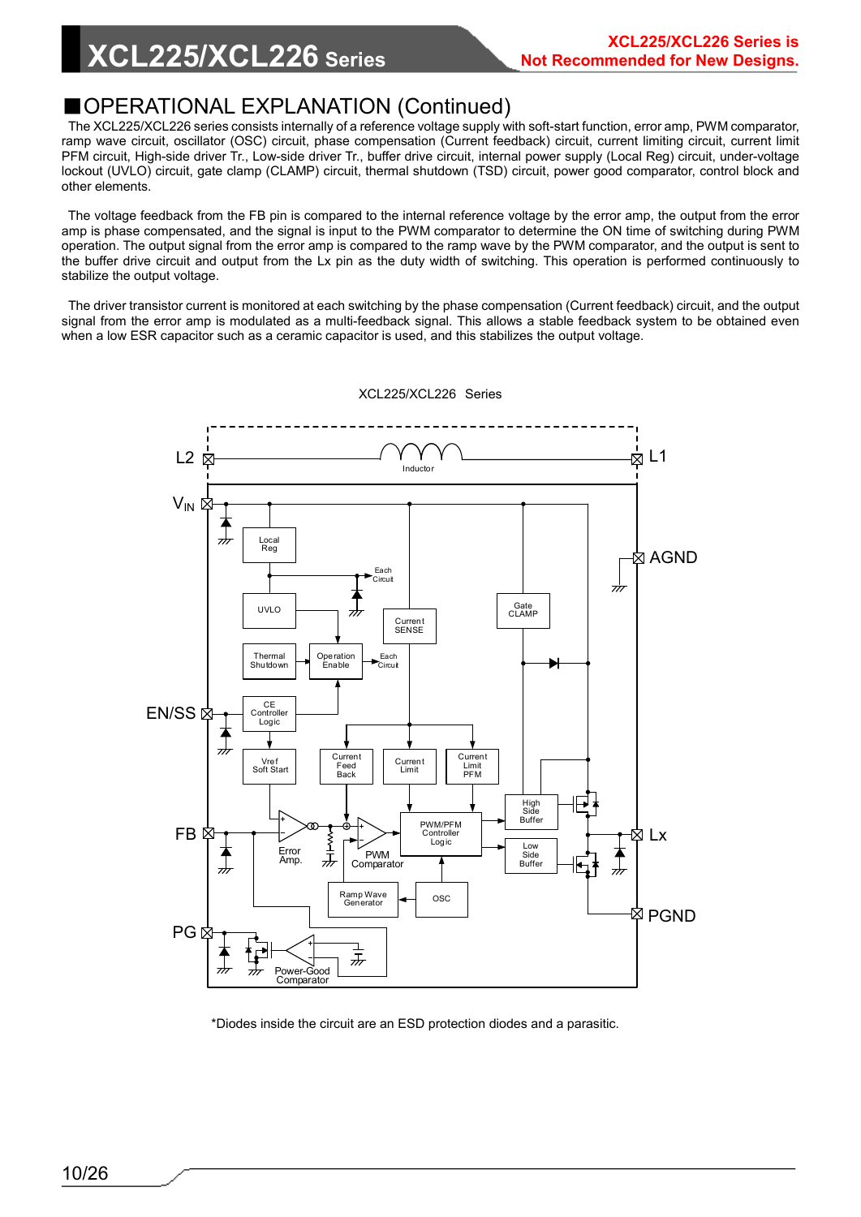## ■OPERATIONAL EXPLANATION (Continued)

The XCL225/XCL226 series consists internally of a reference voltage supply with soft-start function, error amp, PWM comparator, ramp wave circuit, oscillator (OSC) circuit, phase compensation (Current feedback) circuit, current limiting circuit, current limit PFM circuit, High-side driver Tr., Low-side driver Tr., buffer drive circuit, internal power supply (Local Reg) circuit, under-voltage lockout (UVLO) circuit, gate clamp (CLAMP) circuit, thermal shutdown (TSD) circuit, power good comparator, control block and other elements.

The voltage feedback from the FB pin is compared to the internal reference voltage by the error amp, the output from the error amp is phase compensated, and the signal is input to the PWM comparator to determine the ON time of switching during PWM operation. The output signal from the error amp is compared to the ramp wave by the PWM comparator, and the output is sent to the buffer drive circuit and output from the Lx pin as the duty width of switching. This operation is performed continuously to stabilize the output voltage.

The driver transistor current is monitored at each switching by the phase compensation (Current feedback) circuit, and the output signal from the error amp is modulated as a multi-feedback signal. This allows a stable feedback system to be obtained even when a low ESR capacitor such as a ceramic capacitor is used, and this stabilizes the output voltage.

XCL225/XCL226 Series

*Diodes inside the circuit are an ESD protection diodes and a parasitic.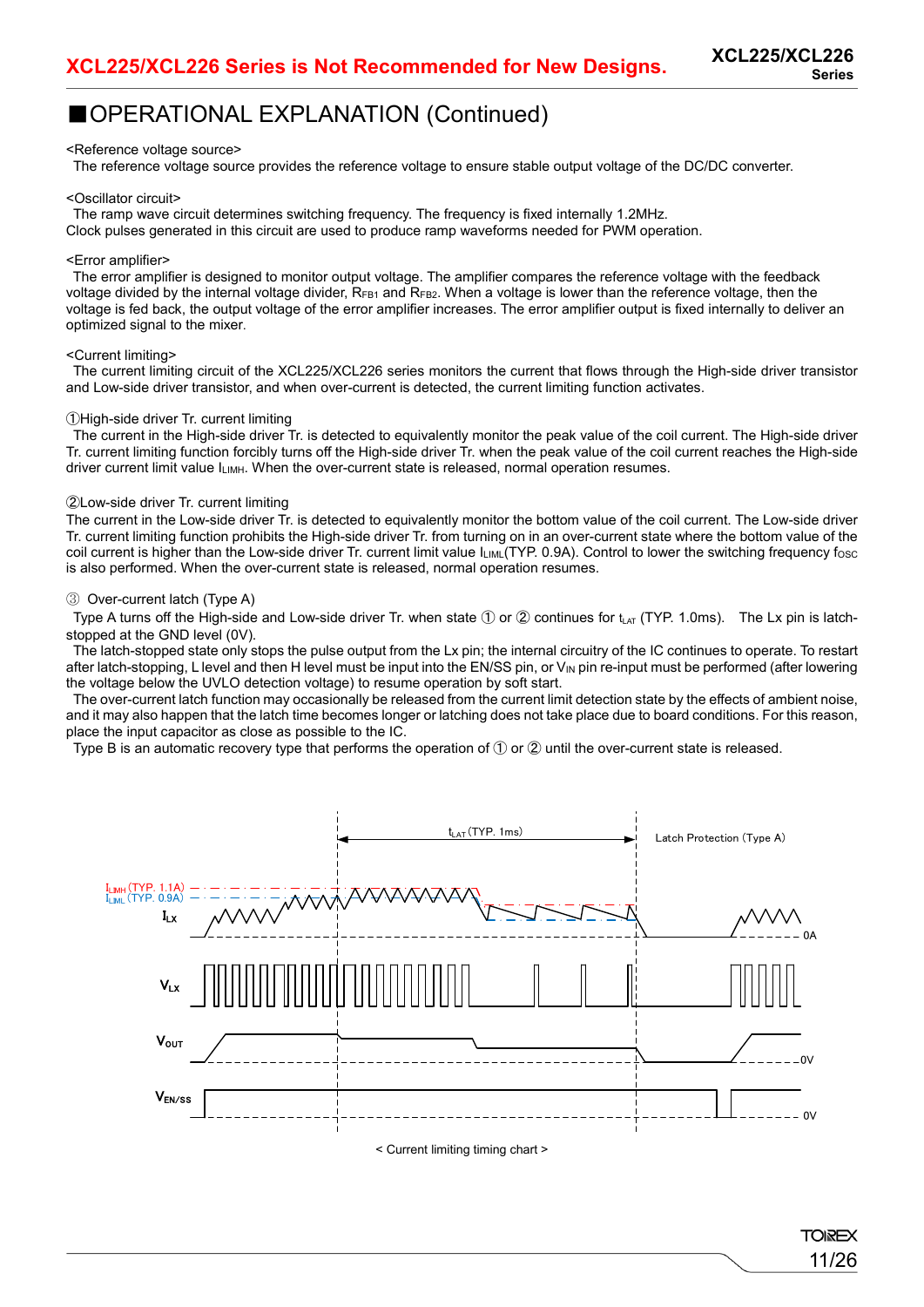## ■OPERATIONAL EXPLANATION (Continued)

<Reference voltage source>

The reference voltage source provides the reference voltage to ensure stable output voltage of the DC/DC converter.

<Oscillator circuit>

The ramp wave circuit determines switching frequency. The frequency is fixed internally 1.2MHz. Clock pulses generated in this circuit are used to produce ramp waveforms needed for PWM operation.

<Error amplifier>

The error amplifier is designed to monitor output voltage. The amplifier compares the reference voltage with the feedback voltage divided by the internal voltage divider, $R_{FB1}$ and $R_{FB2}$. When a voltage is lower than the reference voltage, then the voltage is fed back, the output voltage of the error amplifier increases. The error amplifier output is fixed internally to deliver an optimized signal to the mixer.

<Current limiting>

The current limiting circuit of the XCL225/XCL226 series monitors the current that flows through the High-side driver transistor and Low-side driver transistor, and when over-current is detected, the current limiting function activates.

①High-side driver Tr. current limiting

The current in the High-side driver Tr. is detected to equivalently monitor the peak value of the coil current. The High-side driver Tr. current limiting function forcibly turns off the High-side driver Tr. when the peak value of the coil current reaches the High-side driver current limit value $I_{LIMH}$. When the over-current state is released, normal operation resumes.

②Low-side driver Tr. current limiting

The current in the Low-side driver Tr. is detected to equivalently monitor the bottom value of the coil current. The Low-side driver Tr. current limiting function prohibits the High-side driver Tr. from turning on in an over-current state where the bottom value of the coil current is higher than the Low-side driver Tr. current limit value $I_{LIML}$(TYP. 0.9A). Control to lower the switching frequency $f_{OSC}$ is also performed. When the over-current state is released, normal operation resumes.

③ Over-current latch (Type A)

Type A turns off the High-side and Low-side driver Tr. when state ① or ② continues for $t_{LAT}$ (TYP. 1.0ms). The Lx pin is latch-stopped at the GND level (0V).

The latch-stopped state only stops the pulse output from the Lx pin; the internal circuitry of the IC continues to operate. To restart after latch-stopping, L level and then H level must be input into the EN/SS pin, or $V_{IN}$ pin re-input must be performed (after lowering the voltage below the UVLO detection voltage) to resume operation by soft start.

The over-current latch function may occasionally be released from the current limit detection state by the effects of ambient noise, and it may also happen that the latch time becomes longer or latching does not take place due to board conditions. For this reason, place the input capacitor as close as possible to the IC.

Type B is an automatic recovery type that performs the operation of ① or ② until the over-current state is released.

< Current limiting timing chart >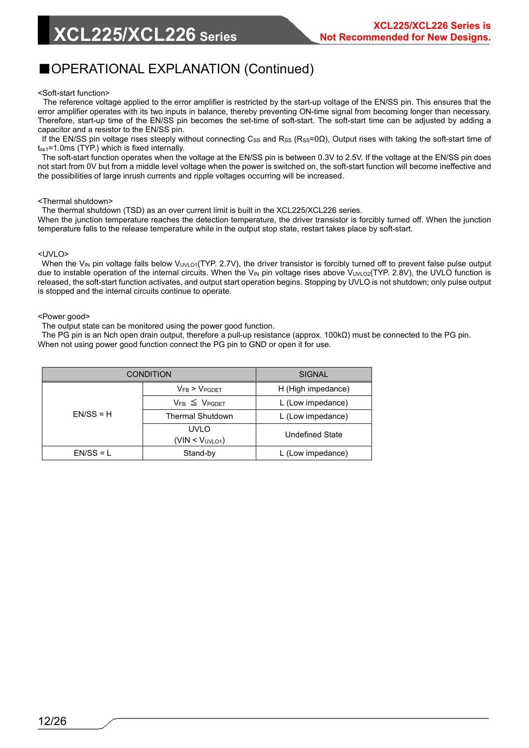## ■OPERATIONAL EXPLANATION (Continued)

<Soft-start function>

The reference voltage applied to the error amplifier is restricted by the start-up voltage of the EN/SS pin. This ensures that the error amplifier operates with its two inputs in balance, thereby preventing ON-time signal from becoming longer than necessary. Therefore, start-up time of the EN/SS pin becomes the set-time of soft-start. The soft-start time can be adjusted by adding a capacitor and a resistor to the EN/SS pin.

If the EN/SS pin voltage rises steeply without connecting $C_{SS}$ and $R_{SS}$ ($R_{SS}$=0Ω), Output rises with taking the soft-start time of $t_{ss1}$=1.0ms (TYP.) which is fixed internally.

The soft-start function operates when the voltage at the EN/SS pin is between 0.3V to 2.5V. If the voltage at the EN/SS pin does not start from 0V but from a middle level voltage when the power is switched on, the soft-start function will become ineffective and the possibilities of large inrush currents and ripple voltages occurring will be increased.

<Thermal shutdown>

The thermal shutdown (TSD) as an over current limit is built in the XCL225/XCL226 series.
When the junction temperature reaches the detection temperature, the driver transistor is forcibly turned off. When the junction temperature falls to the release temperature while in the output stop state, restart takes place by soft-start.

<UVLO>

When the $V_{IN}$ pin voltage falls below $V_{UVLO1}$(TYP. 2.7V), the driver transistor is forcibly turned off to prevent false pulse output due to instable operation of the internal circuits. When the $V_{IN}$ pin voltage rises above $V_{UVLO2}$(TYP. 2.8V), the UVLO function is released, the soft-start function activates, and output start operation begins. Stopping by UVLO is not shutdown; only pulse output is stopped and the internal circuits continue to operate.

<Power good>

The output state can be monitored using the power good function.
The PG pin is an Nch open drain output, therefore a pull-up resistance (approx. 100kΩ) must be connected to the PG pin.
When not using power good function connect the PG pin to GND or open it for use.

| CONDITION | | SIGNAL |
|---|---|---|
| EN/SS = H | $V_{FB} > V_{PGDET}$ | H (High impedance) |
| | $V_{FB} \leqq V_{PGDET}$ | L (Low impedance) |
| | Thermal Shutdown | L (Low impedance) |
| | UVLO ($VIN < V_{UVLO1}$) | Undefined State |
| EN/SS = L | Stand-by | L (Low impedance) |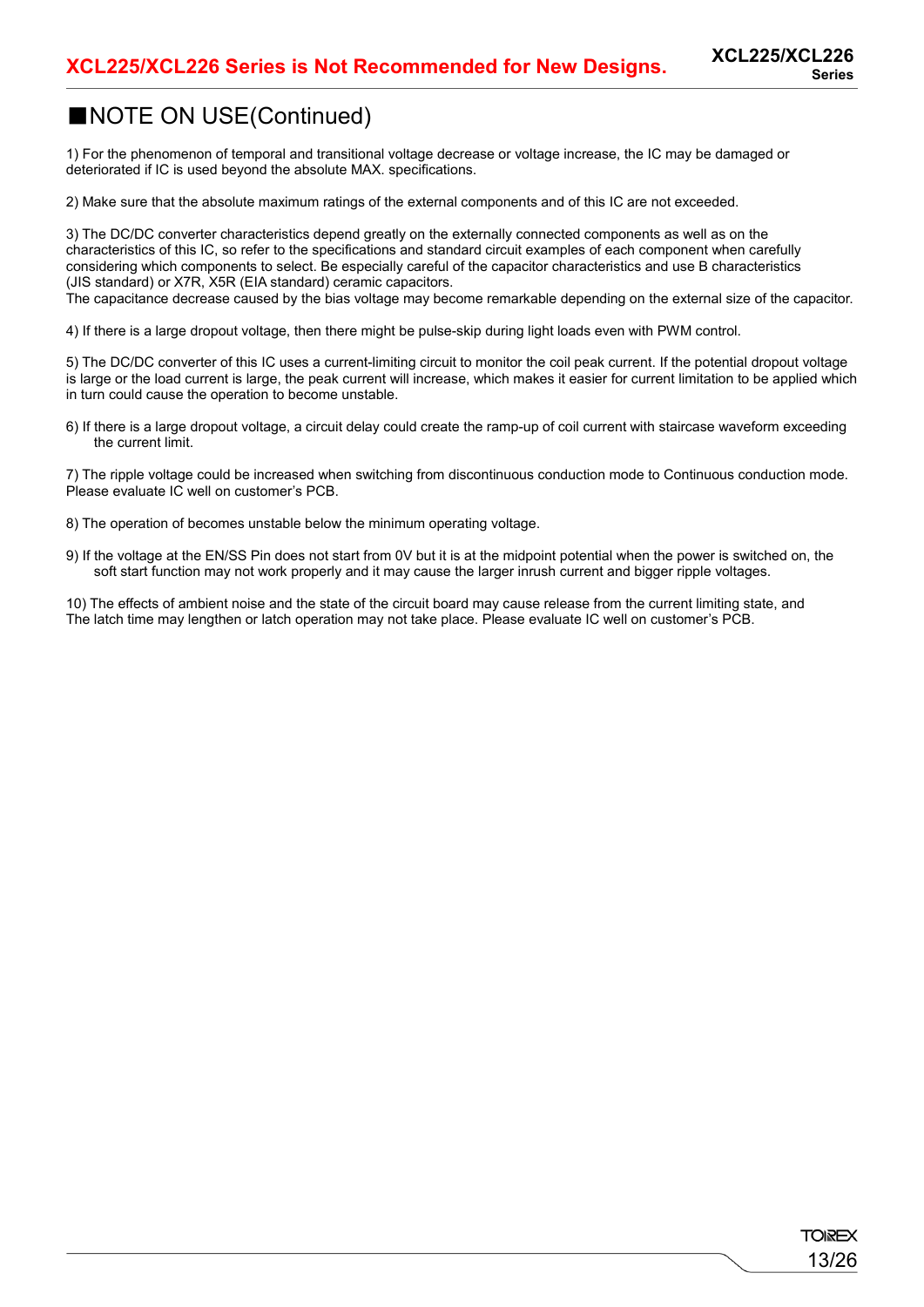XCL225/XCL226 Series is Not Recommended for New Designs.

## ■NOTE ON USE(Continued)

1) For the phenomenon of temporal and transitional voltage decrease or voltage increase, the IC may be damaged or deteriorated if IC is used beyond the absolute MAX. specifications.

2) Make sure that the absolute maximum ratings of the external components and of this IC are not exceeded.

3) The DC/DC converter characteristics depend greatly on the externally connected components as well as on the characteristics of this IC, so refer to the specifications and standard circuit examples of each component when carefully considering which components to select. Be especially careful of the capacitor characteristics and use B characteristics (JIS standard) or X7R, X5R (EIA standard) ceramic capacitors.
The capacitance decrease caused by the bias voltage may become remarkable depending on the external size of the capacitor.

4) If there is a large dropout voltage, then there might be pulse-skip during light loads even with PWM control.

5) The DC/DC converter of this IC uses a current-limiting circuit to monitor the coil peak current. If the potential dropout voltage is large or the load current is large, the peak current will increase, which makes it easier for current limitation to be applied which in turn could cause the operation to become unstable.

6) If there is a large dropout voltage, a circuit delay could create the ramp-up of coil current with staircase waveform exceeding the current limit.

7) The ripple voltage could be increased when switching from discontinuous conduction mode to Continuous conduction mode. Please evaluate IC well on customer's PCB.

8) The operation of becomes unstable below the minimum operating voltage.

9) If the voltage at the EN/SS Pin does not start from 0V but it is at the midpoint potential when the power is switched on, the soft start function may not work properly and it may cause the larger inrush current and bigger ripple voltages.

10) The effects of ambient noise and the state of the circuit board may cause release from the current limiting state, and The latch time may lengthen or latch operation may not take place. Please evaluate IC well on customer's PCB.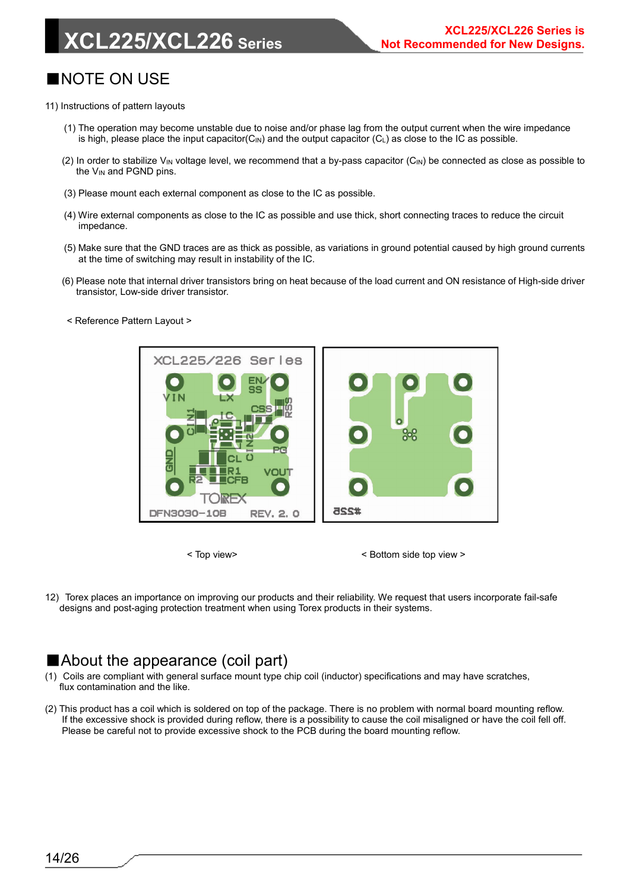## ■NOTE ON USE

11) Instructions of pattern layouts

(1) The operation may become unstable due to noise and/or phase lag from the output current when the wire impedance is high, please place the input capacitor($C_{IN}$) and the output capacitor ($C_L$) as close to the IC as possible.

(2) In order to stabilize $V_{IN}$ voltage level, we recommend that a by-pass capacitor ($C_{IN}$) be connected as close as possible to the $V_{IN}$ and PGND pins.

(3) Please mount each external component as close to the IC as possible.

(4) Wire external components as close to the IC as possible and use thick, short connecting traces to reduce the circuit impedance.

(5) Make sure that the GND traces are as thick as possible, as variations in ground potential caused by high ground currents at the time of switching may result in instability of the IC.

(6) Please note that internal driver transistors bring on heat because of the load current and ON resistance of High-side driver transistor, Low-side driver transistor.

< Reference Pattern Layout >

< Top view> < Bottom side top view >

12) Torex places an importance on improving our products and their reliability. We request that users incorporate fail-safe designs and post-aging protection treatment when using Torex products in their systems.

## ■About the appearance (coil part)

(1) Coils are compliant with general surface mount type chip coil (inductor) specifications and may have scratches, flux contamination and the like.

(2) This product has a coil which is soldered on top of the package. There is no problem with normal board mounting reflow. If the excessive shock is provided during reflow, there is a possibility to cause the coil misaligned or have the coil fell off. Please be careful not to provide excessive shock to the PCB during the board mounting reflow.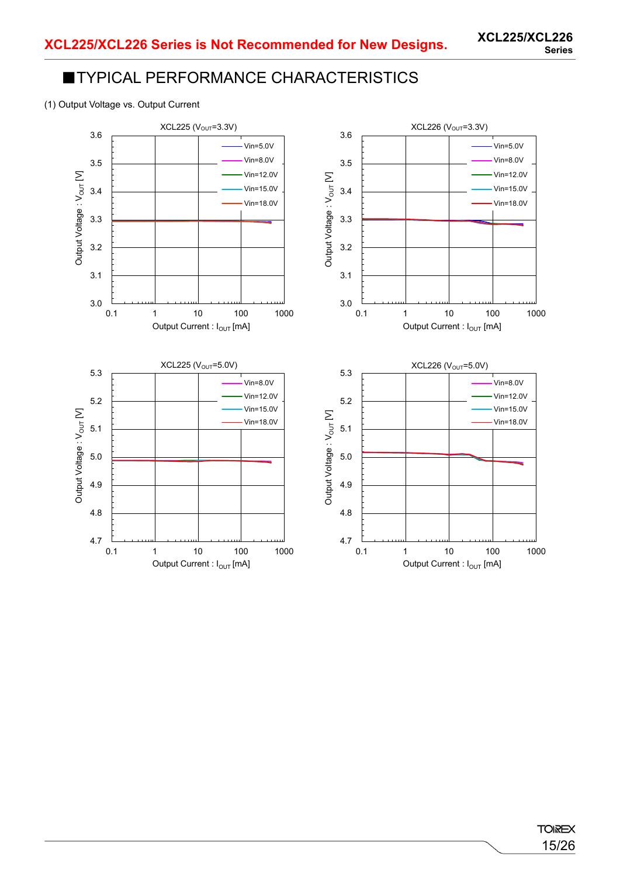XCL225/XCL226 Series is Not Recommended for New Designs.

## ■TYPICAL PERFORMANCE CHARACTERISTICS

(1) Output Voltage vs. Output Current

XCL225 ($V_{OUT}$=3.3V)

XCL226 ($V_{OUT}$=3.3V)

XCL225 ($V_{OUT}$=5.0V)

XCL226 ($V_{OUT}$=5.0V)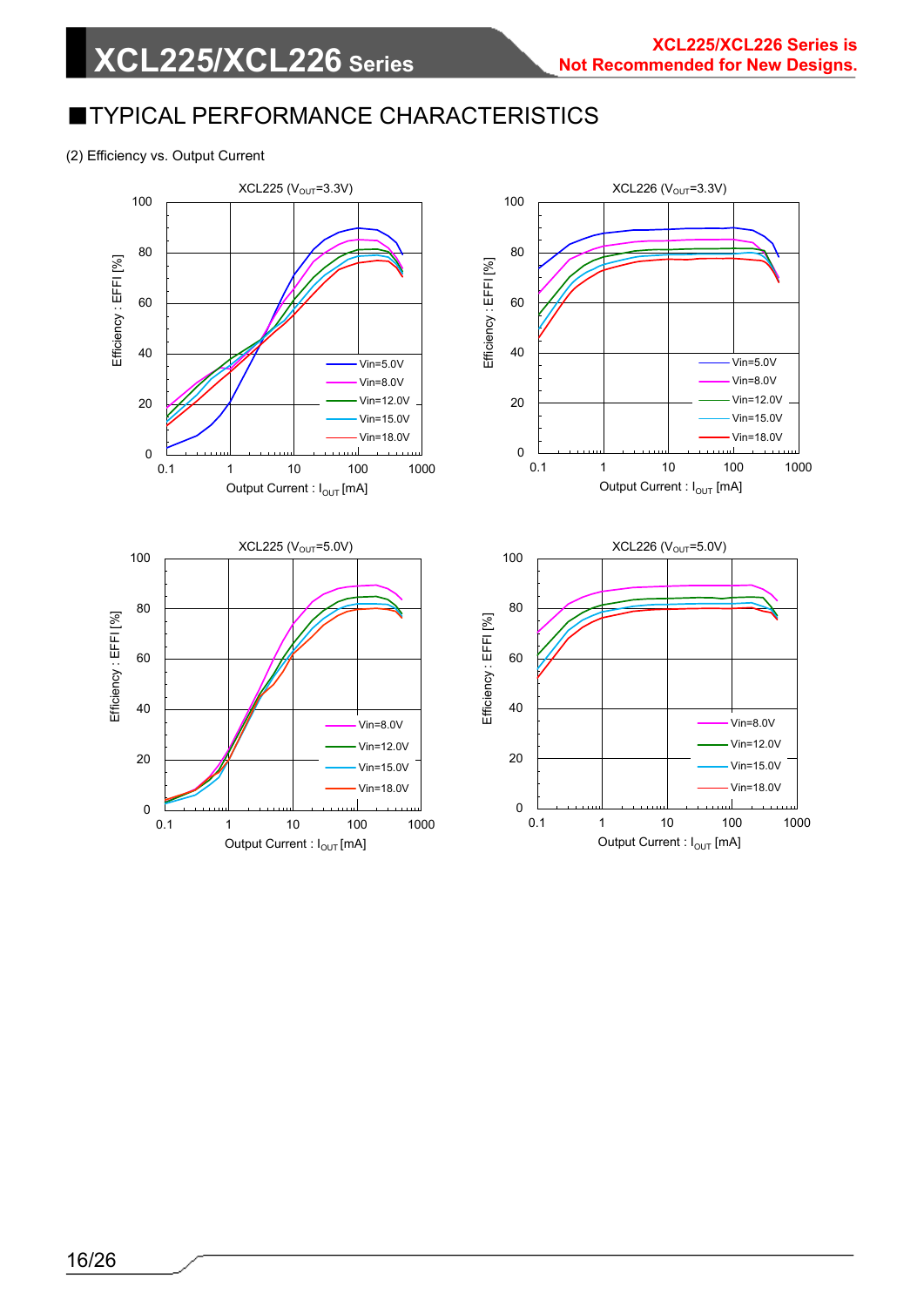## ■TYPICAL PERFORMANCE CHARACTERISTICS

(2) Efficiency vs. Output Current

XCL225 ($V_{OUT}$=3.3V)

Efficiency : EFFI [%]

Output Current : $I_{OUT}$ [mA]

Vin=5.0V, Vin=8.0V, Vin=12.0V, Vin=15.0V, Vin=18.0V

XCL226 ($V_{OUT}$=3.3V)

Efficiency : EFFI [%]

Output Current : $I_{OUT}$ [mA]

Vin=5.0V, Vin=8.0V, Vin=12.0V, Vin=15.0V, Vin=18.0V

XCL225 ($V_{OUT}$=5.0V)

Efficiency : EFFI [%]

Output Current : $I_{OUT}$ [mA]

Vin=8.0V, Vin=12.0V, Vin=15.0V, Vin=18.0V

XCL226 ($V_{OUT}$=5.0V)

Efficiency : EFFI [%]

Output Current : $I_{OUT}$ [mA]

Vin=8.0V, Vin=12.0V, Vin=15.0V, Vin=18.0V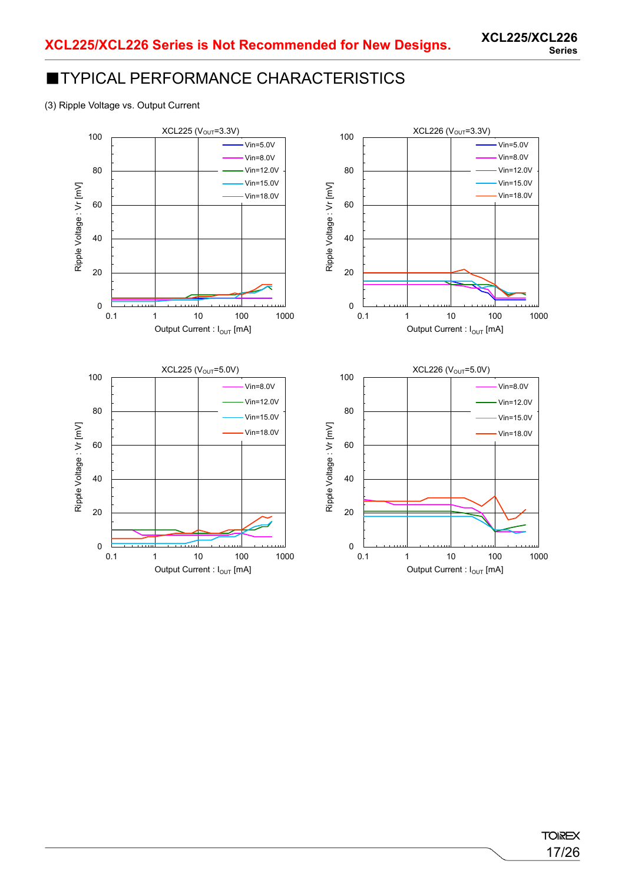## ■TYPICAL PERFORMANCE CHARACTERISTICS

(3) Ripple Voltage vs. Output Current

XCL225 ($V_{OUT}$=3.3V)

Ripple Voltage : Vr [mV]

Output Current : $I_{OUT}$ [mA]

Vin=5.0V, Vin=8.0V, Vin=12.0V, Vin=15.0V, Vin=18.0V

XCL226 ($V_{OUT}$=3.3V)

Ripple Voltage : Vr [mV]

Output Current : $I_{OUT}$ [mA]

Vin=5.0V, Vin=8.0V, Vin=12.0V, Vin=15.0V, Vin=18.0V

XCL225 ($V_{OUT}$=5.0V)

Ripple Voltage : Vr [mV]

Output Current : $I_{OUT}$ [mA]

Vin=8.0V, Vin=12.0V, Vin=15.0V, Vin=18.0V

XCL226 ($V_{OUT}$=5.0V)

Ripple Voltage : Vr [mV]

Output Current : $I_{OUT}$ [mA]

Vin=8.0V, Vin=12.0V, Vin=15.0V, Vin=18.0V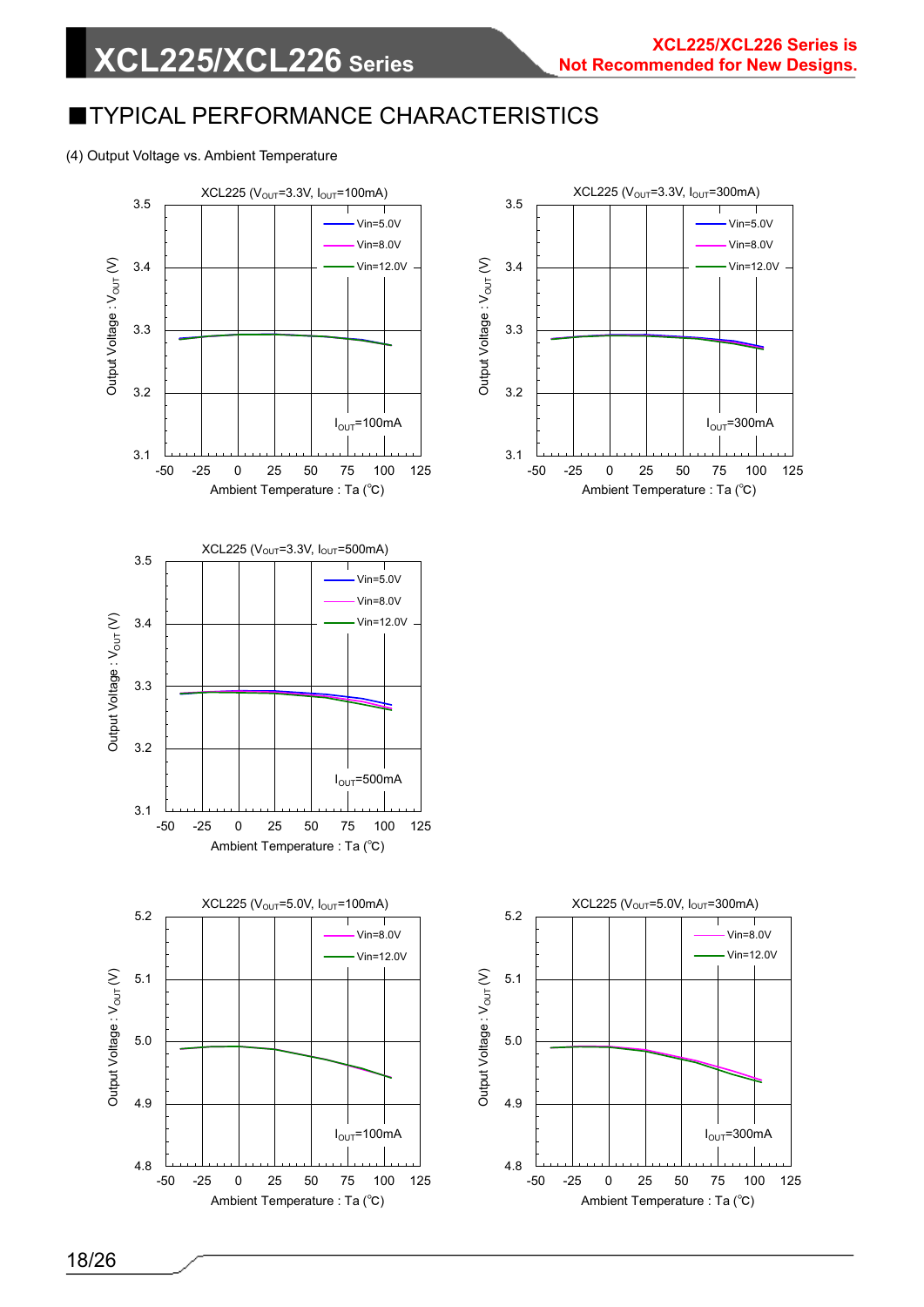## ■TYPICAL PERFORMANCE CHARACTERISTICS

(4) Output Voltage vs. Ambient Temperature

XCL225 ($V_{OUT}$=3.3V, $I_{OUT}$=100mA)

Output Voltage : $V_{OUT}$ (V)

Ambient Temperature : Ta (℃)

Vin=5.0V
Vin=8.0V
Vin=12.0V

$I_{OUT}$=100mA

XCL225 ($V_{OUT}$=3.3V, $I_{OUT}$=300mA)

Output Voltage : $V_{OUT}$ (V)

Ambient Temperature : Ta (℃)

Vin=5.0V
Vin=8.0V
Vin=12.0V

$I_{OUT}$=300mA

XCL225 ($V_{OUT}$=3.3V, $I_{OUT}$=500mA)

Output Voltage : $V_{OUT}$ (V)

Ambient Temperature : Ta (℃)

Vin=5.0V
Vin=8.0V
Vin=12.0V

$I_{OUT}$=500mA

XCL225 ($V_{OUT}$=5.0V, $I_{OUT}$=100mA)

Output Voltage : $V_{OUT}$ (V)

Ambient Temperature : Ta (℃)

Vin=8.0V
Vin=12.0V

$I_{OUT}$=100mA

XCL225 ($V_{OUT}$=5.0V, $I_{OUT}$=300mA)

Output Voltage : $V_{OUT}$ (V)

Ambient Temperature : Ta (℃)

Vin=8.0V
Vin=12.0V

$I_{OUT}$=300mA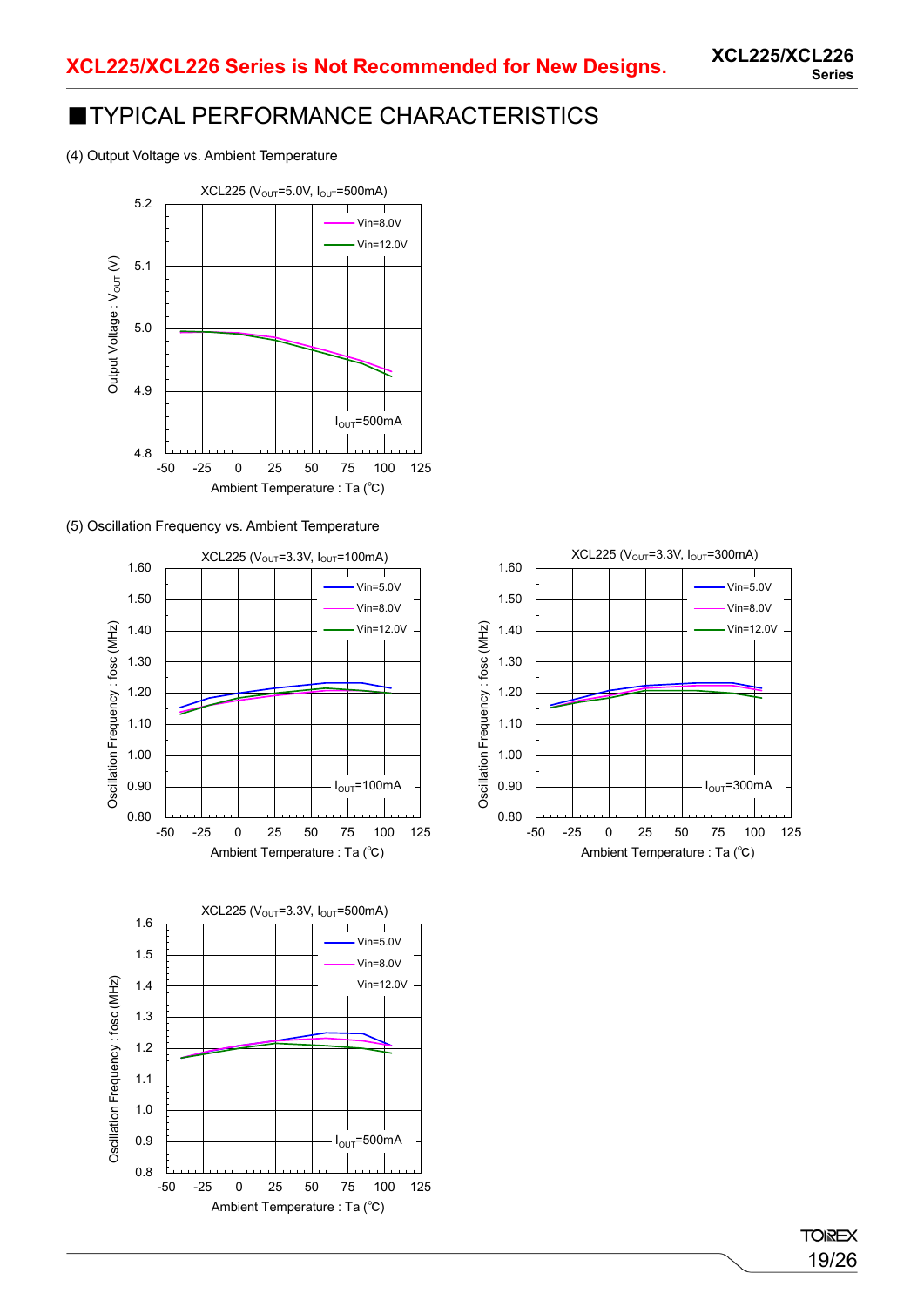XCL225/XCL226 Series is Not Recommended for New Designs.

## ■TYPICAL PERFORMANCE CHARACTERISTICS

(4) Output Voltage vs. Ambient Temperature

XCL225 ($V_{OUT}$=5.0V, $I_{OUT}$=500mA)

(5) Oscillation Frequency vs. Ambient Temperature

XCL225 ($V_{OUT}$=3.3V, $I_{OUT}$=100mA)

XCL225 ($V_{OUT}$=3.3V, $I_{OUT}$=300mA)

XCL225 ($V_{OUT}$=3.3V, $I_{OUT}$=500mA)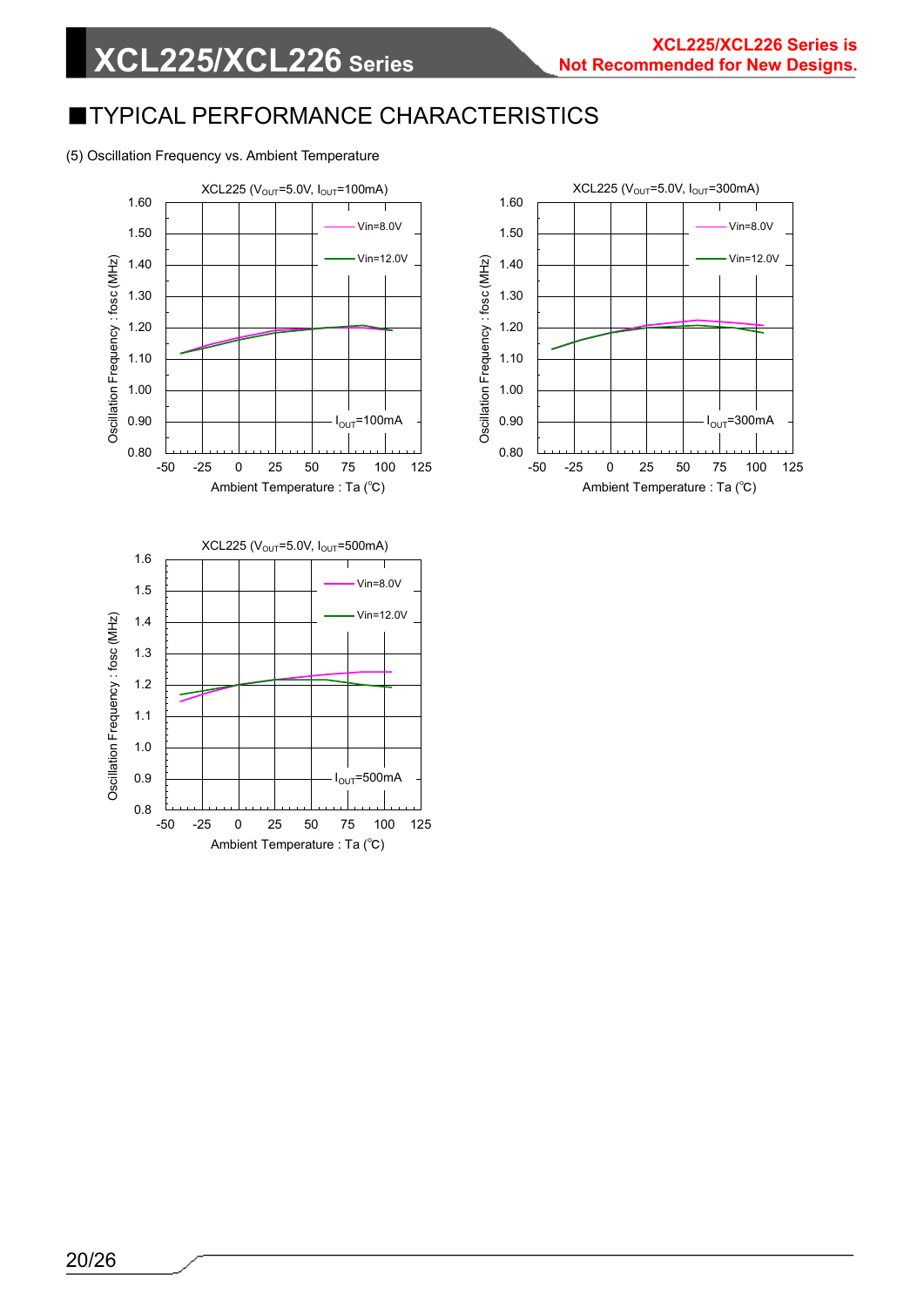## ■TYPICAL PERFORMANCE CHARACTERISTICS

(5) Oscillation Frequency vs. Ambient Temperature

XCL225 ($V_{OUT}$=5.0V, $I_{OUT}$=100mA)

Vin=8.0V

Vin=12.0V

$I_{OUT}$=100mA

Oscillation Frequency : fosc (MHz)

Ambient Temperature : Ta (℃)

XCL225 ($V_{OUT}$=5.0V, $I_{OUT}$=300mA)

Vin=8.0V

Vin=12.0V

$I_{OUT}$=300mA

Oscillation Frequency : fosc (MHz)

Ambient Temperature : Ta (℃)

XCL225 ($V_{OUT}$=5.0V, $I_{OUT}$=500mA)

Vin=8.0V

Vin=12.0V

$I_{OUT}$=500mA

Oscillation Frequency : fosc (MHz)

Ambient Temperature : Ta (℃)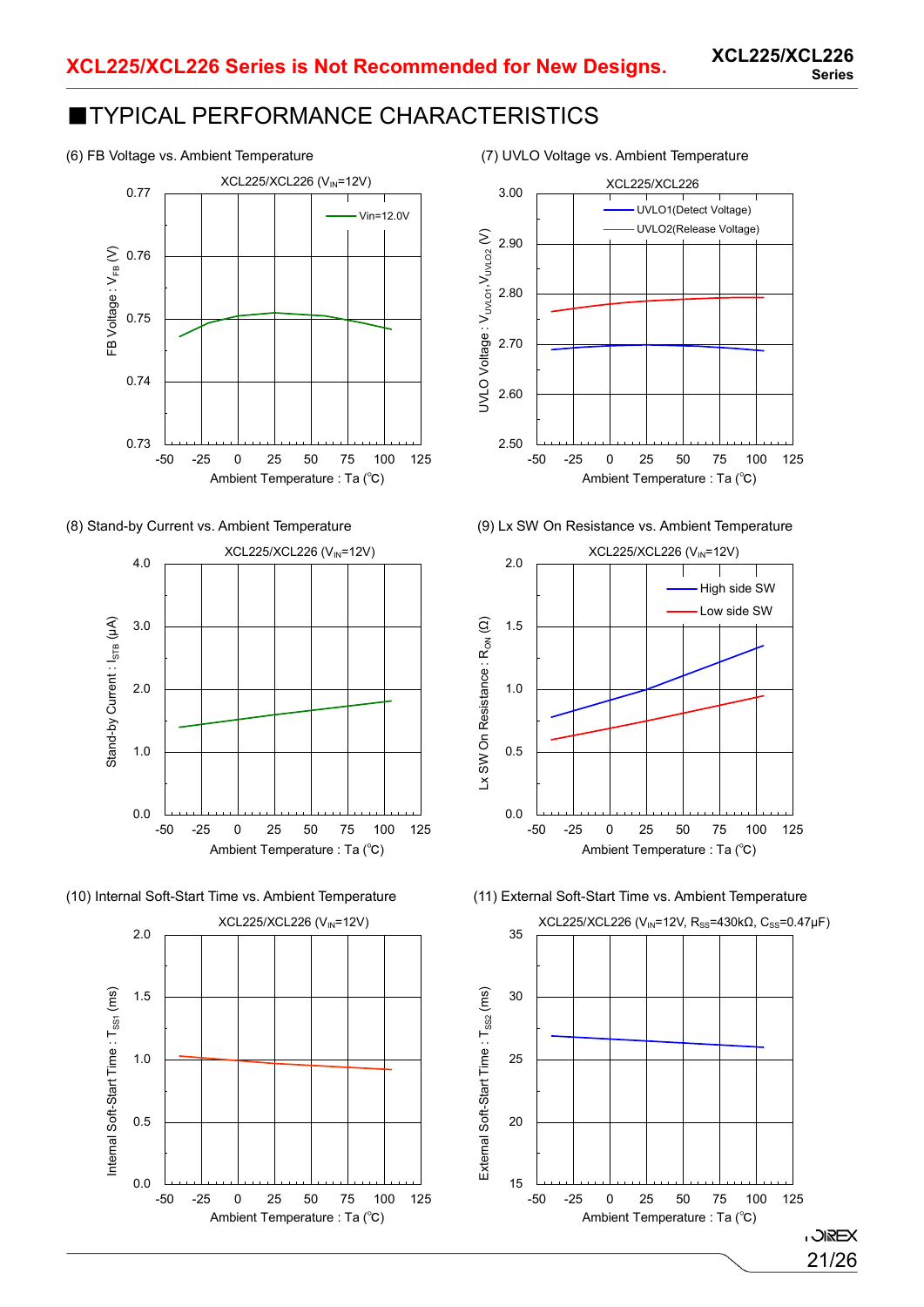## ■TYPICAL PERFORMANCE CHARACTERISTICS

(6) FB Voltage vs. Ambient Temperature

XCL225/XCL226 ($V_{IN}$=12V)

(7) UVLO Voltage vs. Ambient Temperature

XCL225/XCL226

(8) Stand-by Current vs. Ambient Temperature

XCL225/XCL226 ($V_{IN}$=12V)

(9) Lx SW On Resistance vs. Ambient Temperature

XCL225/XCL226 ($V_{IN}$=12V)

(10) Internal Soft-Start Time vs. Ambient Temperature

XCL225/XCL226 ($V_{IN}$=12V)

(11) External Soft-Start Time vs. Ambient Temperature

XCL225/XCL226 ($V_{IN}$=12V, $R_{SS}$=430kΩ, $C_{SS}$=0.47μF)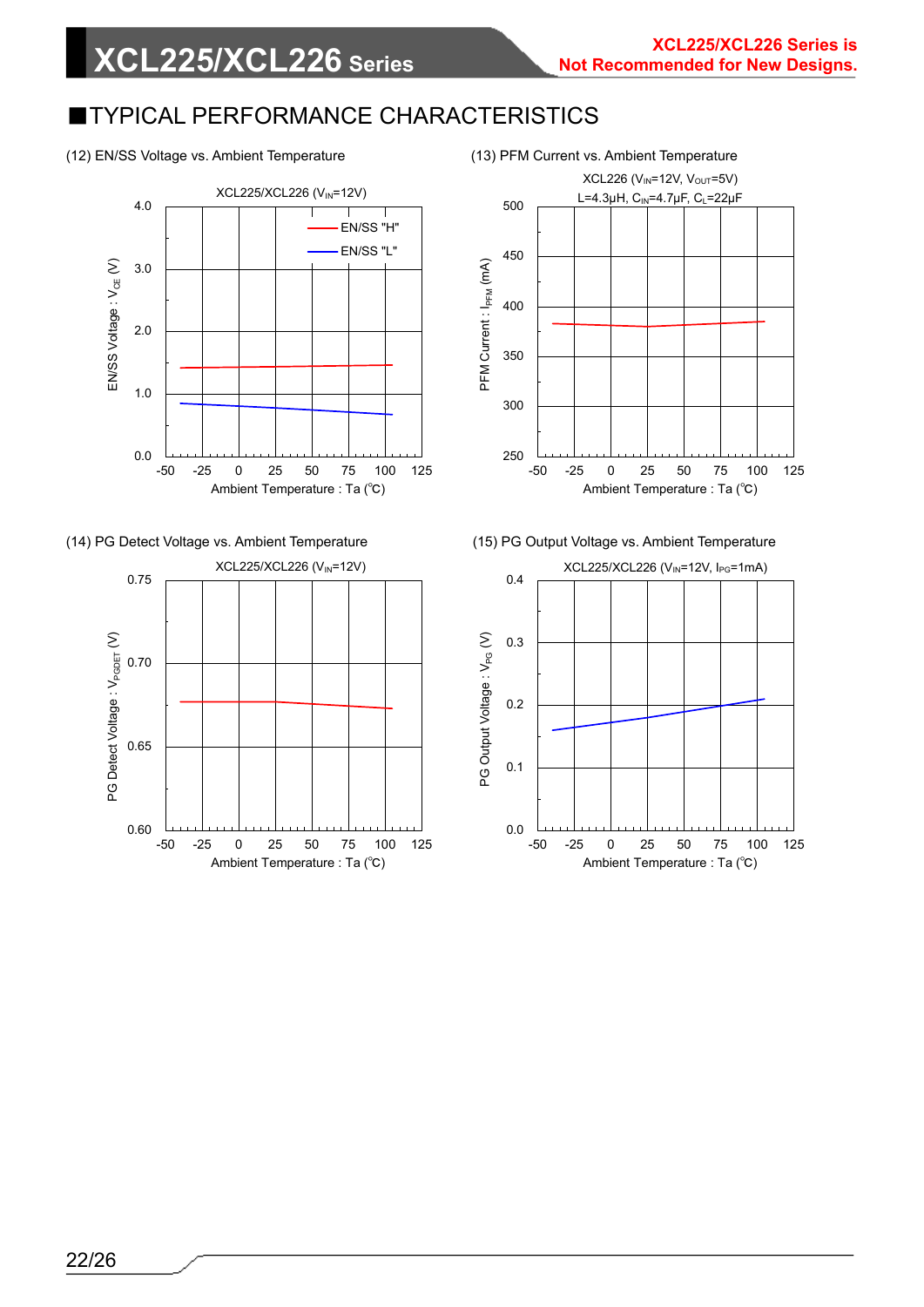## ■TYPICAL PERFORMANCE CHARACTERISTICS

(12) EN/SS Voltage vs. Ambient Temperature

XCL225/XCL226 ($V_{IN}$=12V)

(13) PFM Current vs. Ambient Temperature

XCL226 ($V_{IN}$=12V, $V_{OUT}$=5V)
L=4.3μH, $C_{IN}$=4.7μF, $C_L$=22μF

(14) PG Detect Voltage vs. Ambient Temperature

XCL225/XCL226 ($V_{IN}$=12V)

(15) PG Output Voltage vs. Ambient Temperature

XCL225/XCL226 ($V_{IN}$=12V, $I_{PG}$=1mA)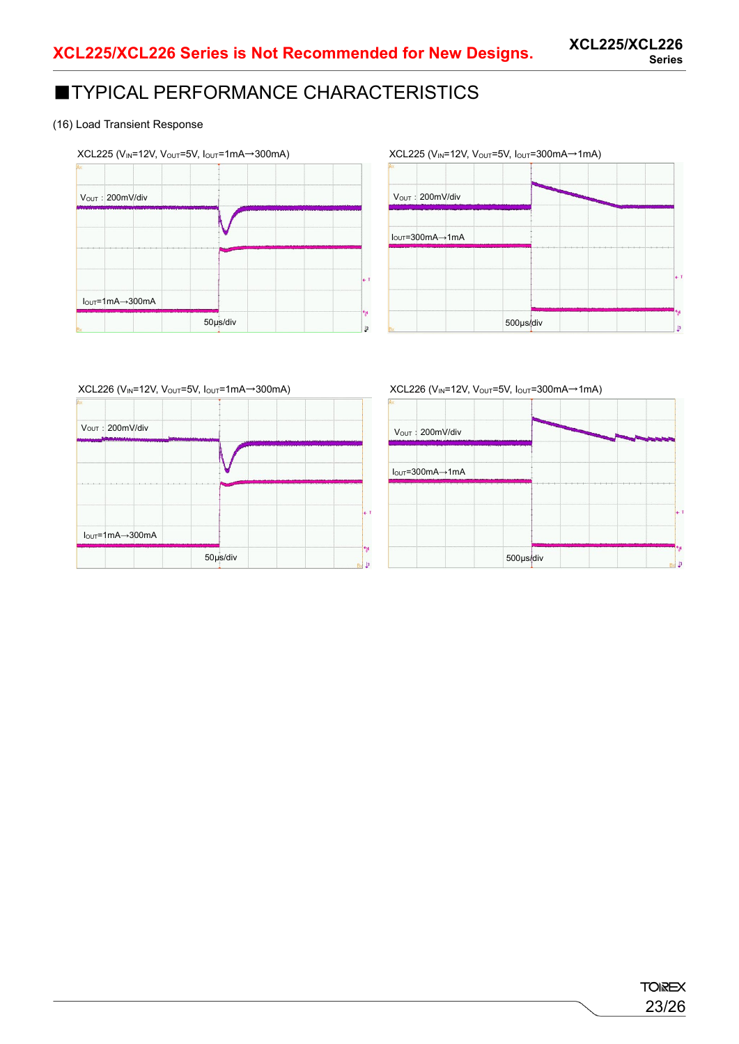## ■TYPICAL PERFORMANCE CHARACTERISTICS

(16) Load Transient Response

XCL225 ($V_{IN}$=12V, $V_{OUT}$=5V, $I_{OUT}$=1mA→300mA)

$V_{OUT}$ : 200mV/div

$I_{OUT}$=1mA→300mA

50μs/div

XCL225 ($V_{IN}$=12V, $V_{OUT}$=5V, $I_{OUT}$=300mA→1mA)

$V_{OUT}$ : 200mV/div

$I_{OUT}$=300mA→1mA

500μs/div

XCL226 ($V_{IN}$=12V, $V_{OUT}$=5V, $I_{OUT}$=1mA→300mA)

$V_{OUT}$ : 200mV/div

$I_{OUT}$=1mA→300mA

50μs/div

XCL226 ($V_{IN}$=12V, $V_{OUT}$=5V, $I_{OUT}$=300mA→1mA)

$V_{OUT}$ : 200mV/div

$I_{OUT}$=300mA→1mA

500μs/div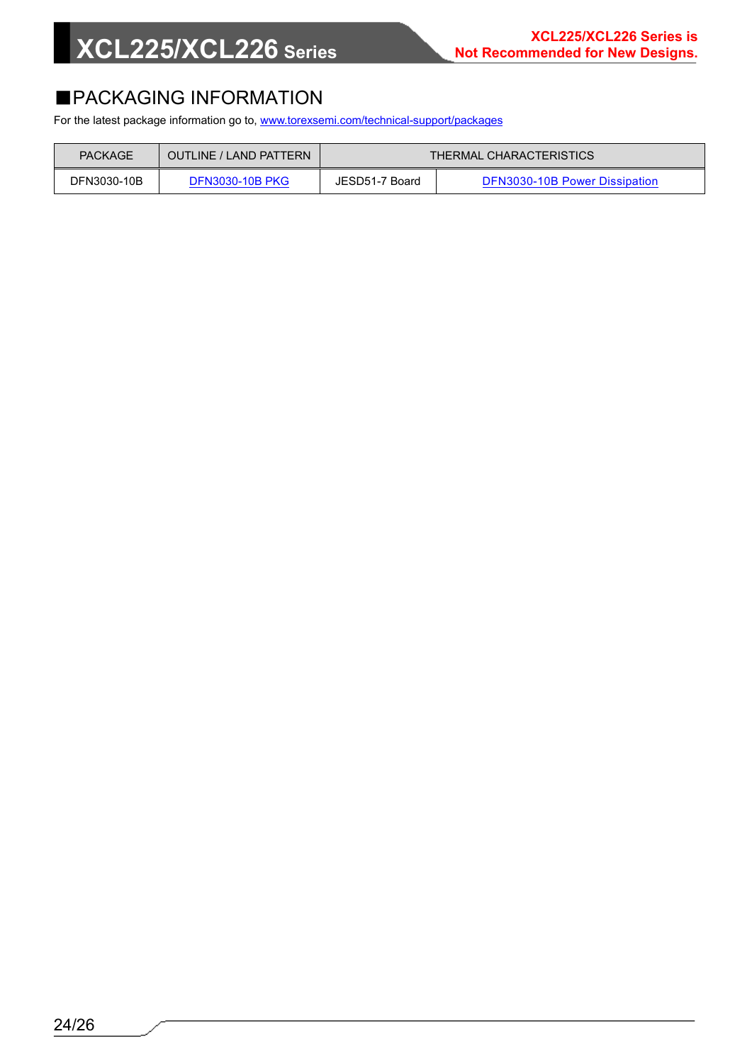## ■PACKAGING INFORMATION

For the latest package information go to, www.torexsemi.com/technical-support/packages

| PACKAGE | OUTLINE / LAND PATTERN | THERMAL CHARACTERISTICS | |
|---|---|---|---|
| DFN3030-10B | DFN3030-10B PKG | JESD51-7 Board | DFN3030-10B Power Dissipation |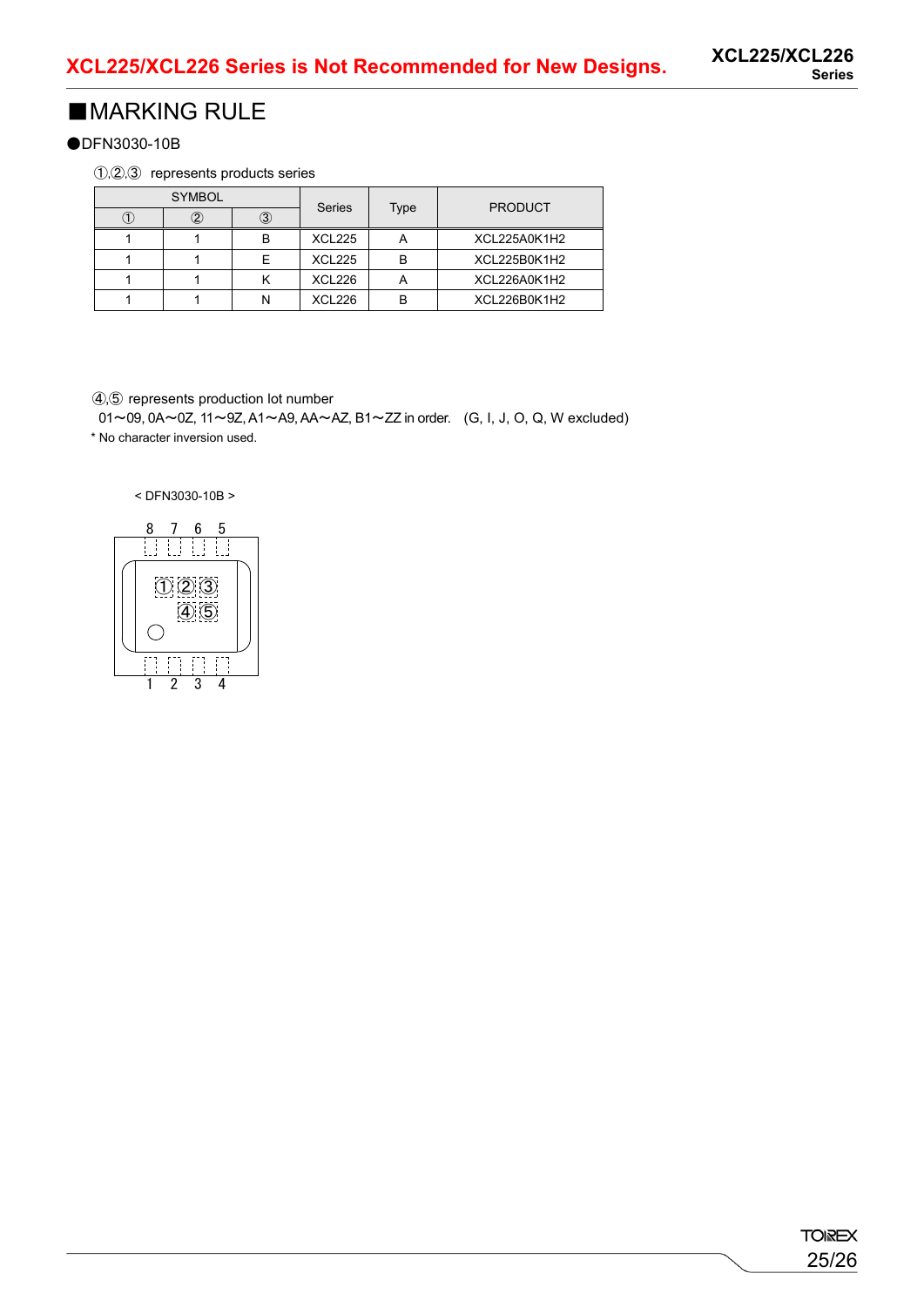## ■MARKING RULE

●DFN3030-10B

①,②,③ represents products series

| SYMBOL | | | Series | Type | PRODUCT |
|---|---|---|---|---|---|
| ① | ② | ③ | | | |
| 1 | 1 | B | XCL225 | A | XCL225A0K1H2 |
| 1 | 1 | E | XCL225 | B | XCL225B0K1H2 |
| 1 | 1 | K | XCL226 | A | XCL226A0K1H2 |
| 1 | 1 | N | XCL226 | B | XCL226B0K1H2 |

④,⑤ represents production lot number

01～09, 0A～0Z, 11～9Z, A1～A9, AA～AZ, B1～ZZ in order. (G, I, J, O, Q, W excluded)

* No character inversion used.

< DFN3030-10B >

8 7 6 5

①②③
④⑤

1 2 3 4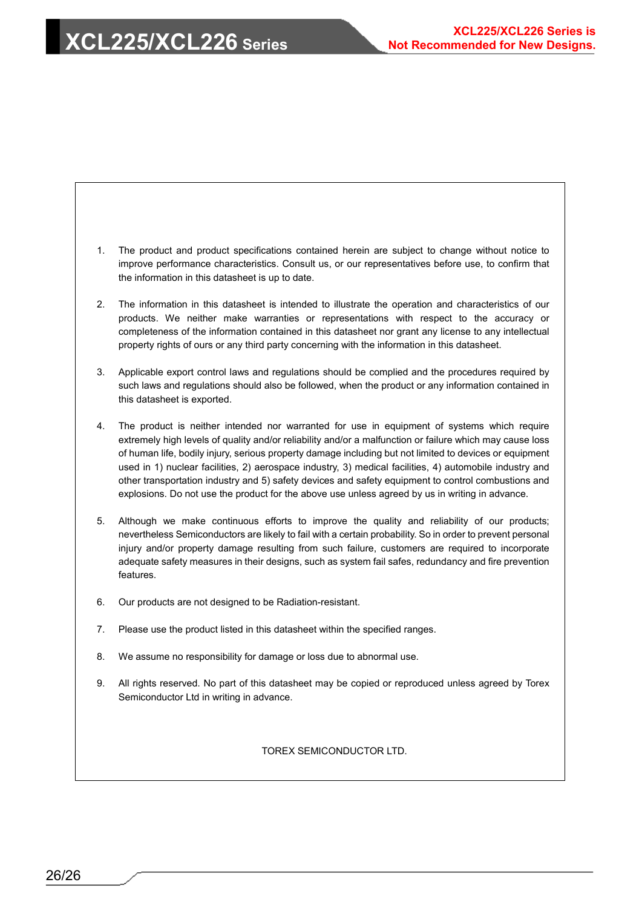1. The product and product specifications contained herein are subject to change without notice to improve performance characteristics. Consult us, or our representatives before use, to confirm that the information in this datasheet is up to date.

2. The information in this datasheet is intended to illustrate the operation and characteristics of our products. We neither make warranties or representations with respect to the accuracy or completeness of the information contained in this datasheet nor grant any license to any intellectual property rights of ours or any third party concerning with the information in this datasheet.

3. Applicable export control laws and regulations should be complied and the procedures required by such laws and regulations should also be followed, when the product or any information contained in this datasheet is exported.

4. The product is neither intended nor warranted for use in equipment of systems which require extremely high levels of quality and/or reliability and/or a malfunction or failure which may cause loss of human life, bodily injury, serious property damage including but not limited to devices or equipment used in 1) nuclear facilities, 2) aerospace industry, 3) medical facilities, 4) automobile industry and other transportation industry and 5) safety devices and safety equipment to control combustions and explosions. Do not use the product for the above use unless agreed by us in writing in advance.

5. Although we make continuous efforts to improve the quality and reliability of our products; nevertheless Semiconductors are likely to fail with a certain probability. So in order to prevent personal injury and/or property damage resulting from such failure, customers are required to incorporate adequate safety measures in their designs, such as system fail safes, redundancy and fire prevention features.

6. Our products are not designed to be Radiation-resistant.

7. Please use the product listed in this datasheet within the specified ranges.

8. We assume no responsibility for damage or loss due to abnormal use.

9. All rights reserved. No part of this datasheet may be copied or reproduced unless agreed by Torex Semiconductor Ltd in writing in advance.

TOREX SEMICONDUCTOR LTD.